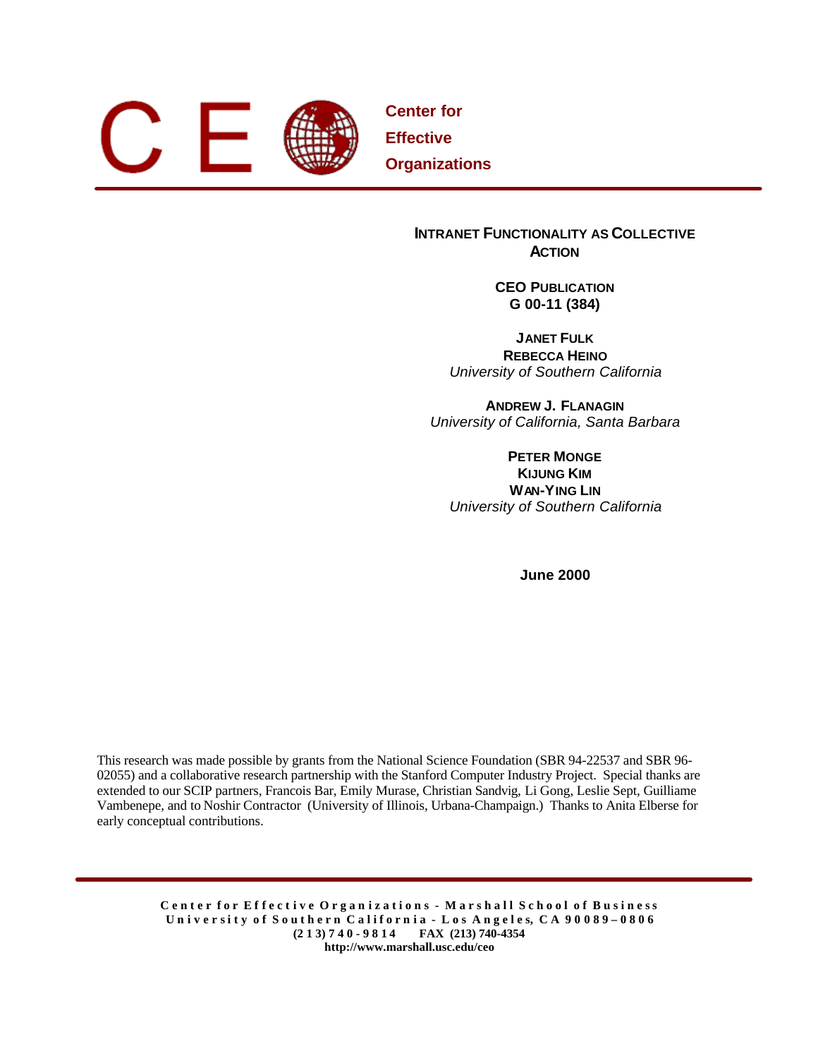**Center for Effective Organizations**

# INTRANET FUNCTIONALITY AS COLLECTIVE ACTION

**CEO PUBLICATION**
**G 00-11 (384)**

**JANET FULK**
**REBECCA HEINO**
*University of Southern California*

**ANDREW J. FLANAGIN**
*University of California, Santa Barbara*

**PETER MONGE**
**KIJUNG KIM**
**WAN-YING LIN**
*University of Southern California*

**June 2000**

This research was made possible by grants from the National Science Foundation (SBR 94-22537 and SBR 96-02055) and a collaborative research partnership with the Stanford Computer Industry Project. Special thanks are extended to our SCIP partners, Francois Bar, Emily Murase, Christian Sandvig, Li Gong, Leslie Sept, Guilliame Vambenepe, and to Noshir Contractor (University of Illinois, Urbana-Champaign.) Thanks to Anita Elberse for early conceptual contributions.

**Center for Effective Organizations - Marshall School of Business**
**University of Southern California - Los Angeles, CA 90089–0806**
**(213) 740-9814 FAX (213) 740-4354**
**http://www.marshall.usc.edu/ceo**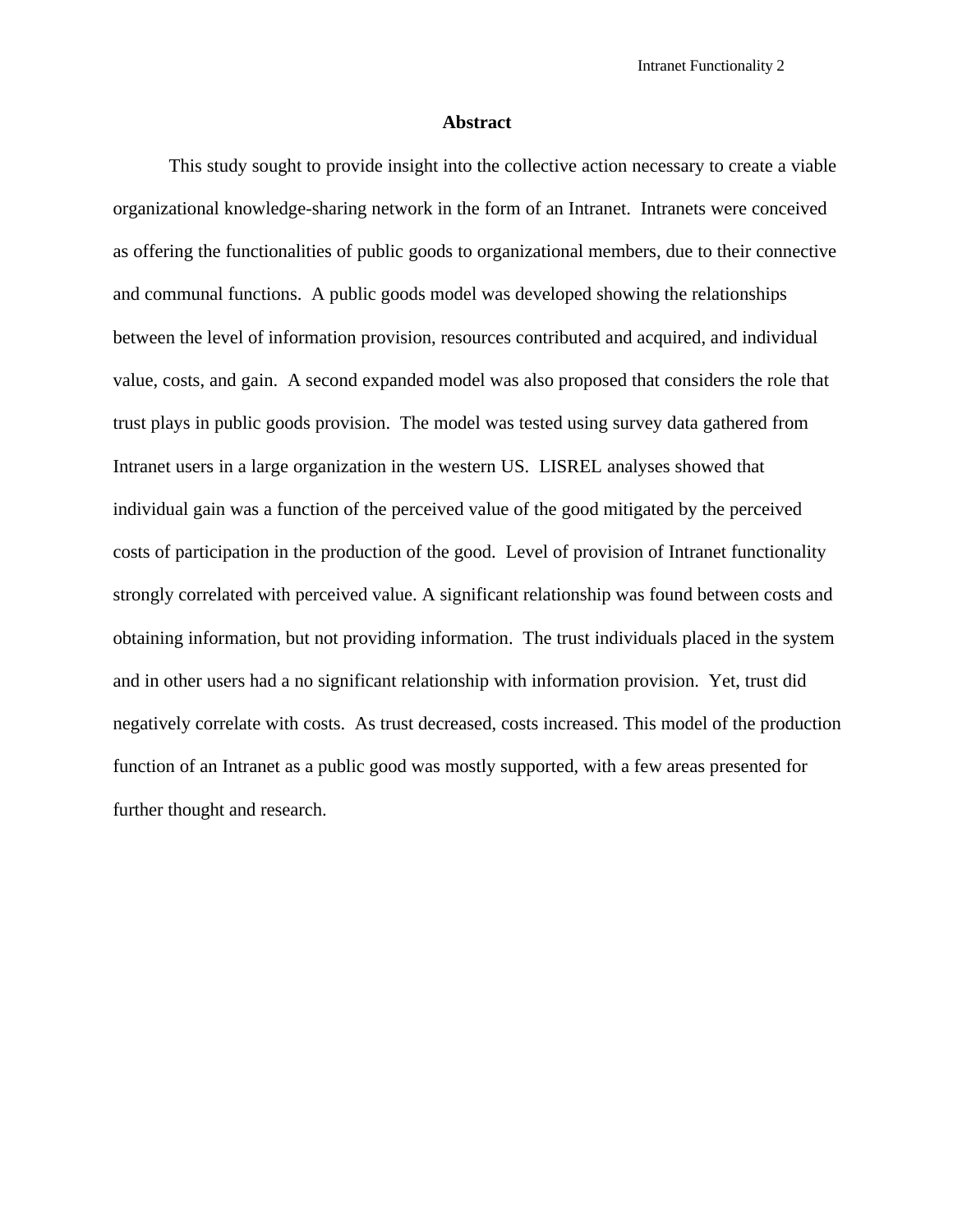# Abstract

This study sought to provide insight into the collective action necessary to create a viable organizational knowledge-sharing network in the form of an Intranet. Intranets were conceived as offering the functionalities of public goods to organizational members, due to their connective and communal functions. A public goods model was developed showing the relationships between the level of information provision, resources contributed and acquired, and individual value, costs, and gain. A second expanded model was also proposed that considers the role that trust plays in public goods provision. The model was tested using survey data gathered from Intranet users in a large organization in the western US. LISREL analyses showed that individual gain was a function of the perceived value of the good mitigated by the perceived costs of participation in the production of the good. Level of provision of Intranet functionality strongly correlated with perceived value. A significant relationship was found between costs and obtaining information, but not providing information. The trust individuals placed in the system and in other users had a no significant relationship with information provision. Yet, trust did negatively correlate with costs. As trust decreased, costs increased. This model of the production function of an Intranet as a public good was mostly supported, with a few areas presented for further thought and research.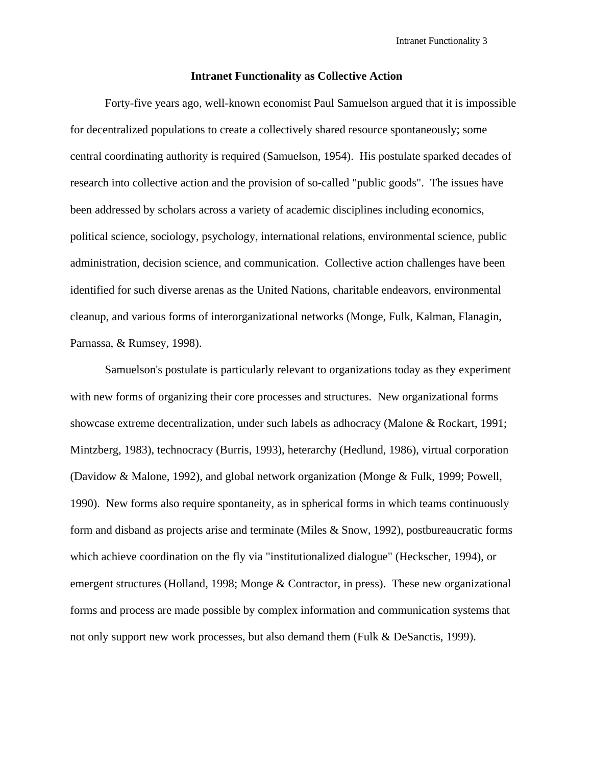## Intranet Functionality as Collective Action

Forty-five years ago, well-known economist Paul Samuelson argued that it is impossible for decentralized populations to create a collectively shared resource spontaneously; some central coordinating authority is required (Samuelson, 1954). His postulate sparked decades of research into collective action and the provision of so-called "public goods". The issues have been addressed by scholars across a variety of academic disciplines including economics, political science, sociology, psychology, international relations, environmental science, public administration, decision science, and communication. Collective action challenges have been identified for such diverse arenas as the United Nations, charitable endeavors, environmental cleanup, and various forms of interorganizational networks (Monge, Fulk, Kalman, Flanagin, Parnassa, & Rumsey, 1998).

Samuelson's postulate is particularly relevant to organizations today as they experiment with new forms of organizing their core processes and structures. New organizational forms showcase extreme decentralization, under such labels as adhocracy (Malone & Rockart, 1991; Mintzberg, 1983), technocracy (Burris, 1993), heterarchy (Hedlund, 1986), virtual corporation (Davidow & Malone, 1992), and global network organization (Monge & Fulk, 1999; Powell, 1990). New forms also require spontaneity, as in spherical forms in which teams continuously form and disband as projects arise and terminate (Miles & Snow, 1992), postbureaucratic forms which achieve coordination on the fly via "institutionalized dialogue" (Heckscher, 1994), or emergent structures (Holland, 1998; Monge & Contractor, in press). These new organizational forms and process are made possible by complex information and communication systems that not only support new work processes, but also demand them (Fulk & DeSanctis, 1999).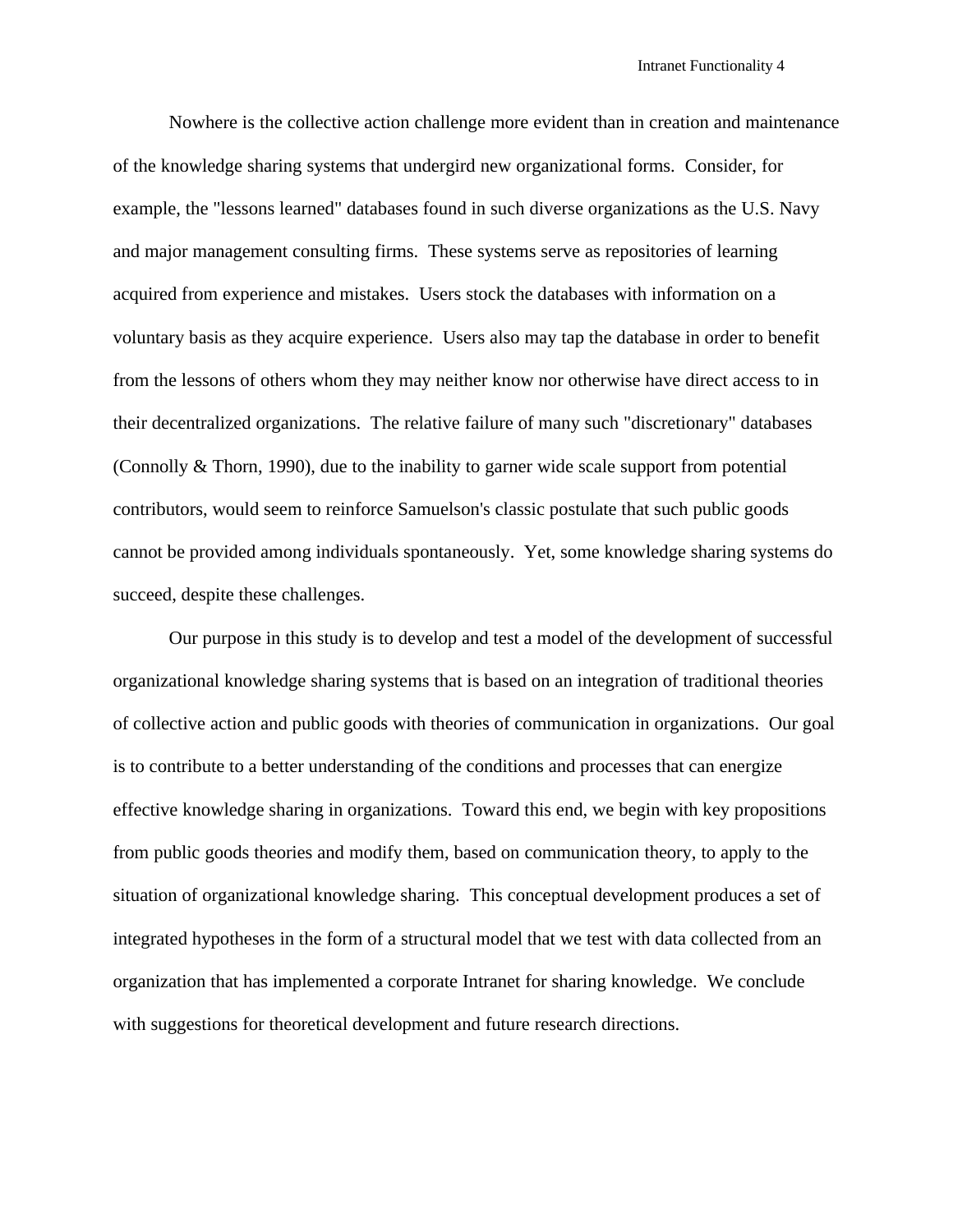Nowhere is the collective action challenge more evident than in creation and maintenance of the knowledge sharing systems that undergird new organizational forms. Consider, for example, the "lessons learned" databases found in such diverse organizations as the U.S. Navy and major management consulting firms. These systems serve as repositories of learning acquired from experience and mistakes. Users stock the databases with information on a voluntary basis as they acquire experience. Users also may tap the database in order to benefit from the lessons of others whom they may neither know nor otherwise have direct access to in their decentralized organizations. The relative failure of many such "discretionary" databases (Connolly & Thorn, 1990), due to the inability to garner wide scale support from potential contributors, would seem to reinforce Samuelson's classic postulate that such public goods cannot be provided among individuals spontaneously. Yet, some knowledge sharing systems do succeed, despite these challenges.

Our purpose in this study is to develop and test a model of the development of successful organizational knowledge sharing systems that is based on an integration of traditional theories of collective action and public goods with theories of communication in organizations. Our goal is to contribute to a better understanding of the conditions and processes that can energize effective knowledge sharing in organizations. Toward this end, we begin with key propositions from public goods theories and modify them, based on communication theory, to apply to the situation of organizational knowledge sharing. This conceptual development produces a set of integrated hypotheses in the form of a structural model that we test with data collected from an organization that has implemented a corporate Intranet for sharing knowledge. We conclude with suggestions for theoretical development and future research directions.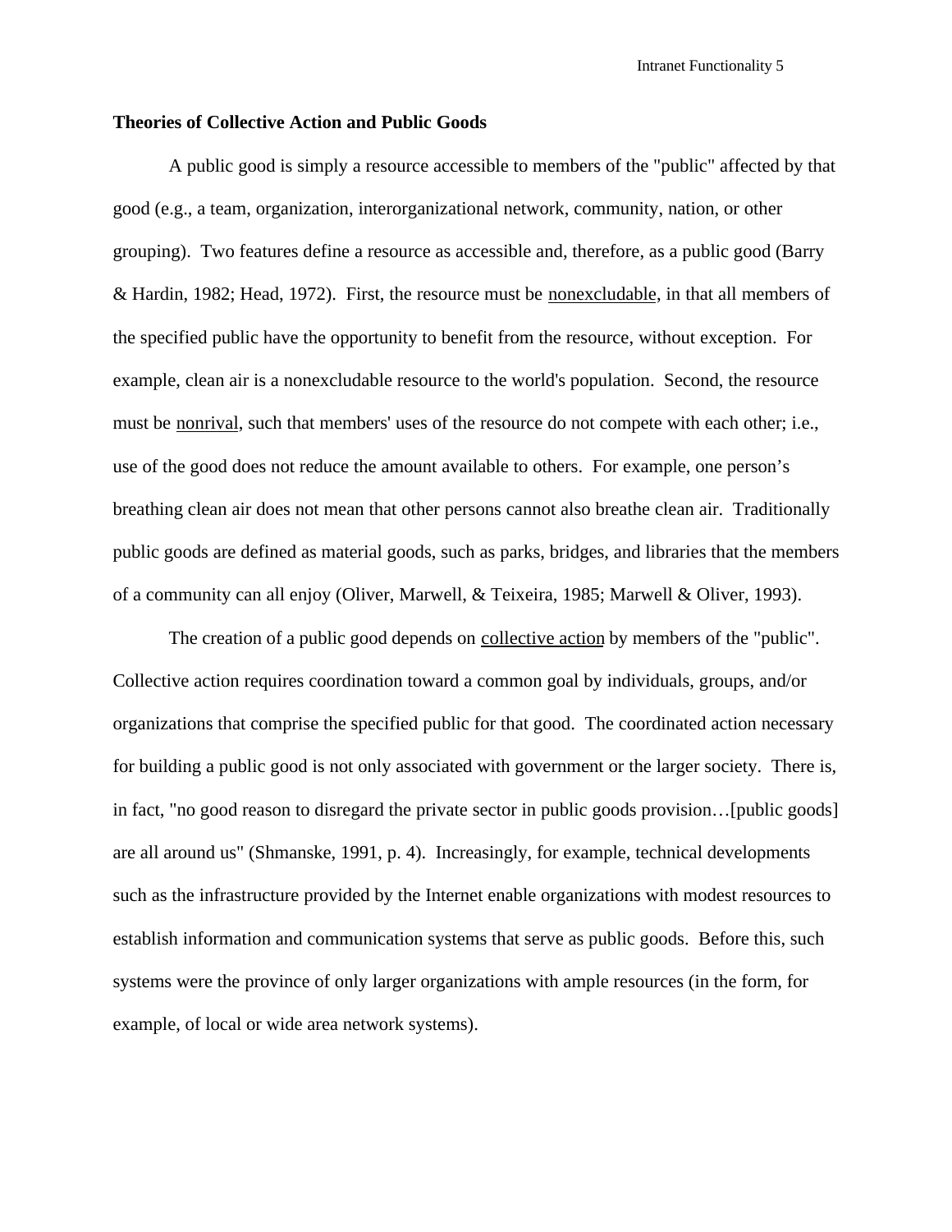**Theories of Collective Action and Public Goods**

A public good is simply a resource accessible to members of the "public" affected by that good (e.g., a team, organization, interorganizational network, community, nation, or other grouping). Two features define a resource as accessible and, therefore, as a public good (Barry & Hardin, 1982; Head, 1972). First, the resource must be <u>nonexcludable</u>, in that all members of the specified public have the opportunity to benefit from the resource, without exception. For example, clean air is a nonexcludable resource to the world's population. Second, the resource must be <u>nonrival</u>, such that members' uses of the resource do not compete with each other; i.e., use of the good does not reduce the amount available to others. For example, one person's breathing clean air does not mean that other persons cannot also breathe clean air. Traditionally public goods are defined as material goods, such as parks, bridges, and libraries that the members of a community can all enjoy (Oliver, Marwell, & Teixeira, 1985; Marwell & Oliver, 1993).

The creation of a public good depends on <u>collective action</u> by members of the "public". Collective action requires coordination toward a common goal by individuals, groups, and/or organizations that comprise the specified public for that good. The coordinated action necessary for building a public good is not only associated with government or the larger society. There is, in fact, "no good reason to disregard the private sector in public goods provision…[public goods] are all around us" (Shmanske, 1991, p. 4). Increasingly, for example, technical developments such as the infrastructure provided by the Internet enable organizations with modest resources to establish information and communication systems that serve as public goods. Before this, such systems were the province of only larger organizations with ample resources (in the form, for example, of local or wide area network systems).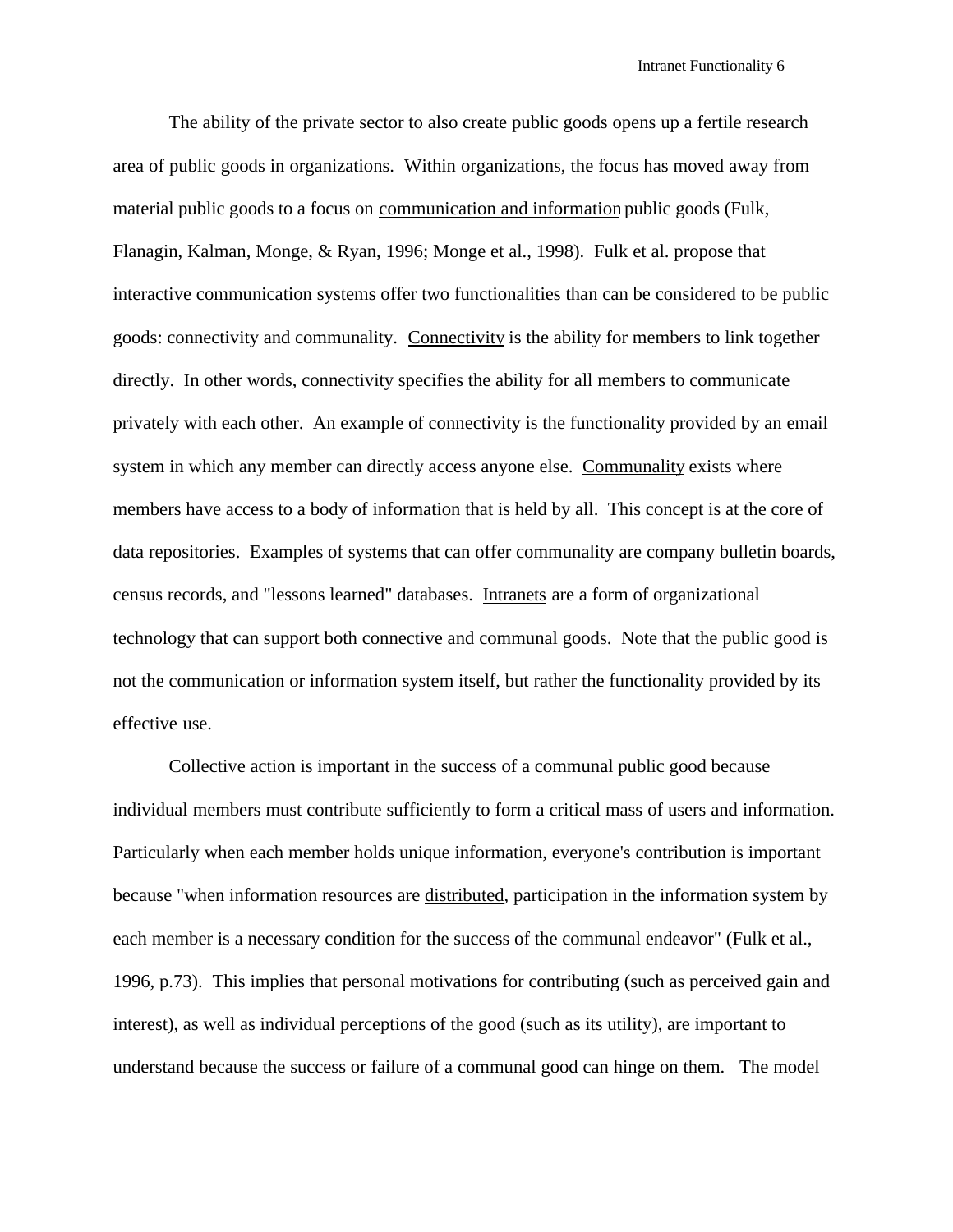The ability of the private sector to also create public goods opens up a fertile research area of public goods in organizations. Within organizations, the focus has moved away from material public goods to a focus on <u>communication and information</u> public goods (Fulk, Flanagin, Kalman, Monge, & Ryan, 1996; Monge et al., 1998). Fulk et al. propose that interactive communication systems offer two functionalities than can be considered to be public goods: connectivity and communality. <u>Connectivity</u> is the ability for members to link together directly. In other words, connectivity specifies the ability for all members to communicate privately with each other. An example of connectivity is the functionality provided by an email system in which any member can directly access anyone else. <u>Communality</u> exists where members have access to a body of information that is held by all. This concept is at the core of data repositories. Examples of systems that can offer communality are company bulletin boards, census records, and "lessons learned" databases. <u>Intranets</u> are a form of organizational technology that can support both connective and communal goods. Note that the public good is not the communication or information system itself, but rather the functionality provided by its effective use.

Collective action is important in the success of a communal public good because individual members must contribute sufficiently to form a critical mass of users and information. Particularly when each member holds unique information, everyone's contribution is important because "when information resources are <u>distributed</u>, participation in the information system by each member is a necessary condition for the success of the communal endeavor" (Fulk et al., 1996, p.73). This implies that personal motivations for contributing (such as perceived gain and interest), as well as individual perceptions of the good (such as its utility), are important to understand because the success or failure of a communal good can hinge on them. The model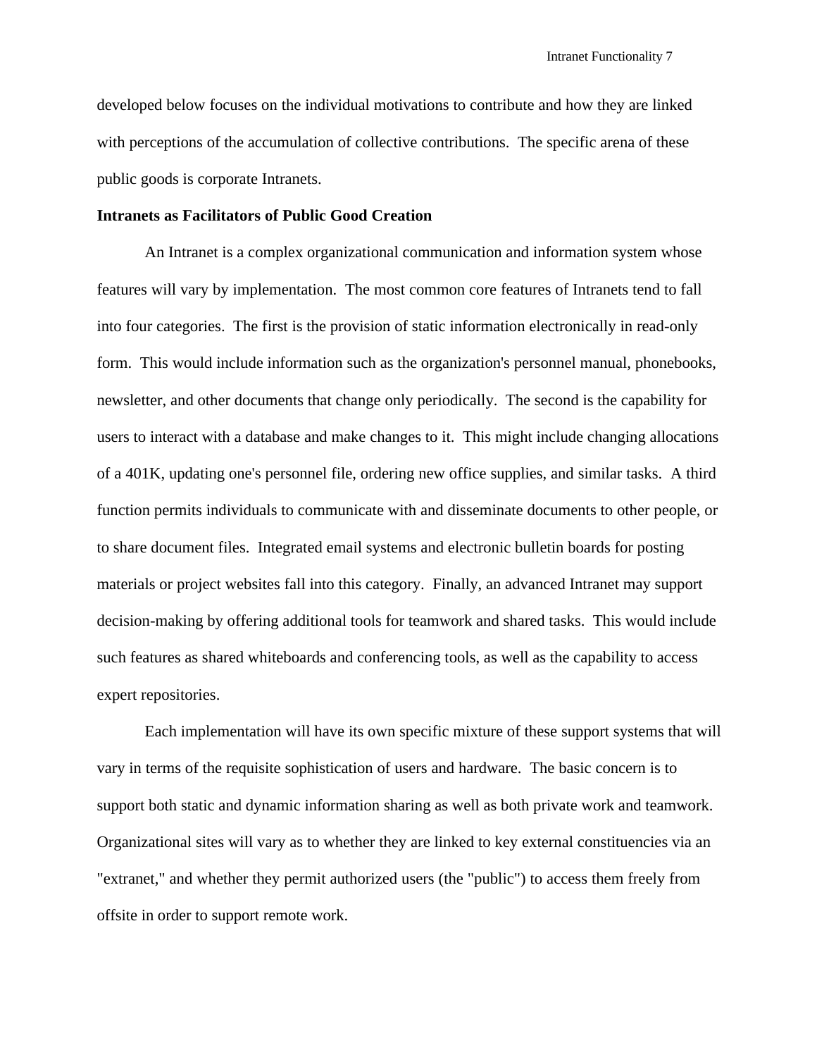developed below focuses on the individual motivations to contribute and how they are linked with perceptions of the accumulation of collective contributions. The specific arena of these public goods is corporate Intranets.

## Intranets as Facilitators of Public Good Creation

An Intranet is a complex organizational communication and information system whose features will vary by implementation. The most common core features of Intranets tend to fall into four categories. The first is the provision of static information electronically in read-only form. This would include information such as the organization's personnel manual, phonebooks, newsletter, and other documents that change only periodically. The second is the capability for users to interact with a database and make changes to it. This might include changing allocations of a 401K, updating one's personnel file, ordering new office supplies, and similar tasks. A third function permits individuals to communicate with and disseminate documents to other people, or to share document files. Integrated email systems and electronic bulletin boards for posting materials or project websites fall into this category. Finally, an advanced Intranet may support decision-making by offering additional tools for teamwork and shared tasks. This would include such features as shared whiteboards and conferencing tools, as well as the capability to access expert repositories.

Each implementation will have its own specific mixture of these support systems that will vary in terms of the requisite sophistication of users and hardware. The basic concern is to support both static and dynamic information sharing as well as both private work and teamwork. Organizational sites will vary as to whether they are linked to key external constituencies via an "extranet," and whether they permit authorized users (the "public") to access them freely from offsite in order to support remote work.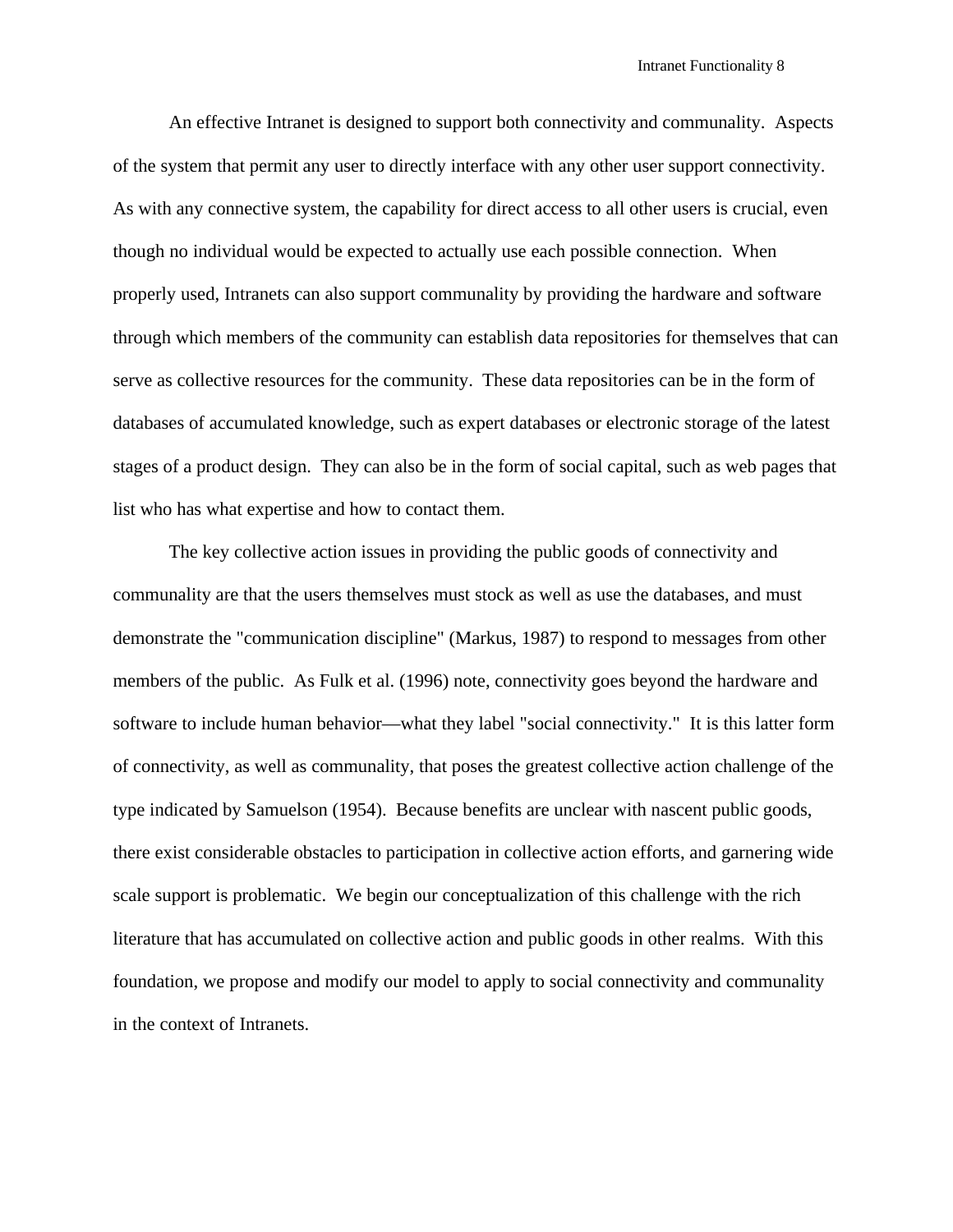An effective Intranet is designed to support both connectivity and communality. Aspects of the system that permit any user to directly interface with any other user support connectivity. As with any connective system, the capability for direct access to all other users is crucial, even though no individual would be expected to actually use each possible connection. When properly used, Intranets can also support communality by providing the hardware and software through which members of the community can establish data repositories for themselves that can serve as collective resources for the community. These data repositories can be in the form of databases of accumulated knowledge, such as expert databases or electronic storage of the latest stages of a product design. They can also be in the form of social capital, such as web pages that list who has what expertise and how to contact them.

The key collective action issues in providing the public goods of connectivity and communality are that the users themselves must stock as well as use the databases, and must demonstrate the "communication discipline" (Markus, 1987) to respond to messages from other members of the public. As Fulk et al. (1996) note, connectivity goes beyond the hardware and software to include human behavior—what they label "social connectivity." It is this latter form of connectivity, as well as communality, that poses the greatest collective action challenge of the type indicated by Samuelson (1954). Because benefits are unclear with nascent public goods, there exist considerable obstacles to participation in collective action efforts, and garnering wide scale support is problematic. We begin our conceptualization of this challenge with the rich literature that has accumulated on collective action and public goods in other realms. With this foundation, we propose and modify our model to apply to social connectivity and communality in the context of Intranets.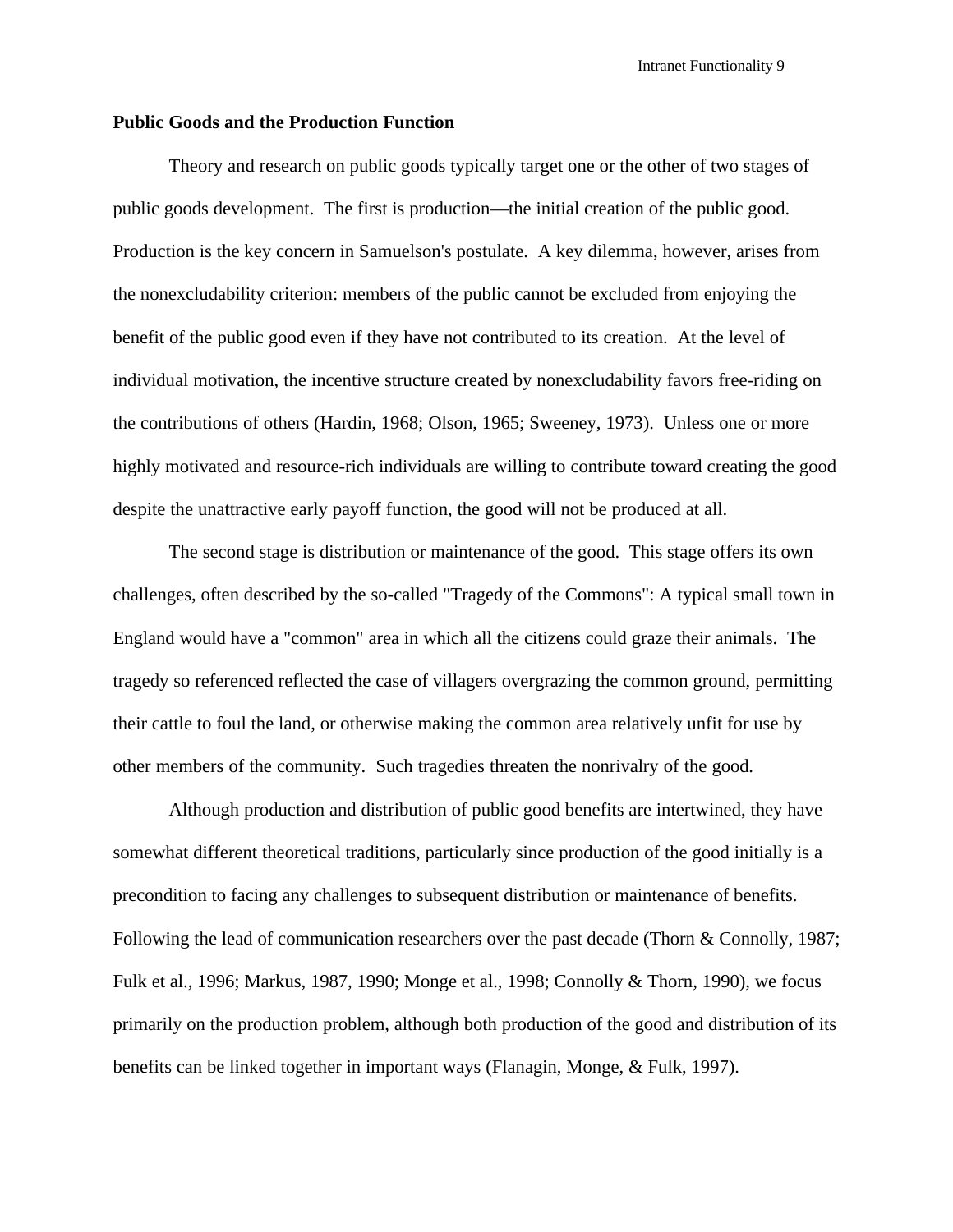**Public Goods and the Production Function**

Theory and research on public goods typically target one or the other of two stages of public goods development. The first is production—the initial creation of the public good. Production is the key concern in Samuelson's postulate. A key dilemma, however, arises from the nonexcludability criterion: members of the public cannot be excluded from enjoying the benefit of the public good even if they have not contributed to its creation. At the level of individual motivation, the incentive structure created by nonexcludability favors free-riding on the contributions of others (Hardin, 1968; Olson, 1965; Sweeney, 1973). Unless one or more highly motivated and resource-rich individuals are willing to contribute toward creating the good despite the unattractive early payoff function, the good will not be produced at all.

The second stage is distribution or maintenance of the good. This stage offers its own challenges, often described by the so-called "Tragedy of the Commons": A typical small town in England would have a "common" area in which all the citizens could graze their animals. The tragedy so referenced reflected the case of villagers overgrazing the common ground, permitting their cattle to foul the land, or otherwise making the common area relatively unfit for use by other members of the community. Such tragedies threaten the nonrivalry of the good.

Although production and distribution of public good benefits are intertwined, they have somewhat different theoretical traditions, particularly since production of the good initially is a precondition to facing any challenges to subsequent distribution or maintenance of benefits. Following the lead of communication researchers over the past decade (Thorn & Connolly, 1987; Fulk et al., 1996; Markus, 1987, 1990; Monge et al., 1998; Connolly & Thorn, 1990), we focus primarily on the production problem, although both production of the good and distribution of its benefits can be linked together in important ways (Flanagin, Monge, & Fulk, 1997).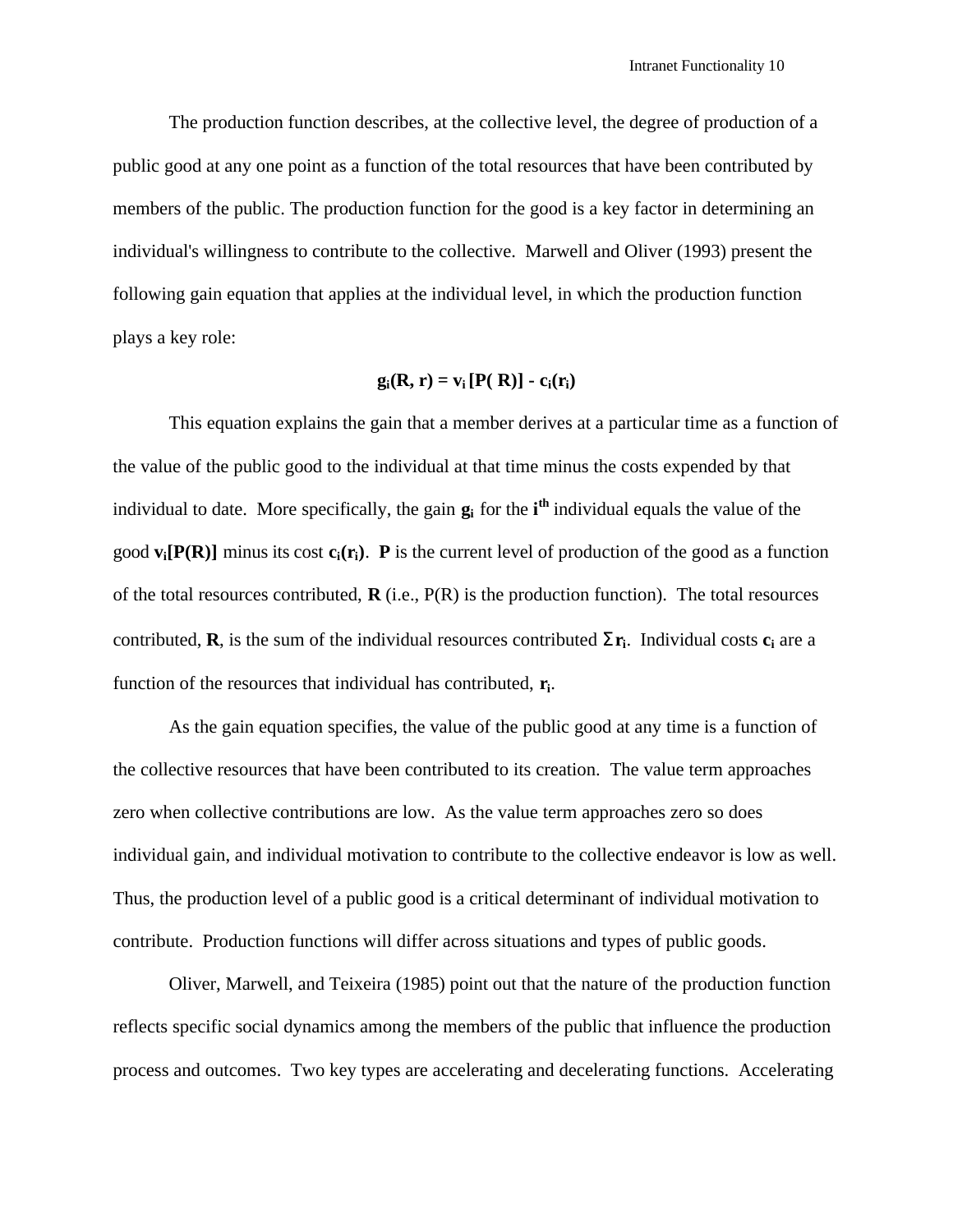The production function describes, at the collective level, the degree of production of a public good at any one point as a function of the total resources that have been contributed by members of the public. The production function for the good is a key factor in determining an individual's willingness to contribute to the collective. Marwell and Oliver (1993) present the following gain equation that applies at the individual level, in which the production function plays a key role:

$$\mathbf{g_i(R, r) = v_i\,[P(R)] - c_i(r_i)}$$

This equation explains the gain that a member derives at a particular time as a function of the value of the public good to the individual at that time minus the costs expended by that individual to date. More specifically, the gain $\mathbf{g_i}$ for the $\mathbf{i^{th}}$ individual equals the value of the good $\mathbf{v_i[P(R)]}$ minus its cost $\mathbf{c_i(r_i)}$. **P** is the current level of production of the good as a function of the total resources contributed, **R** (i.e., P(R) is the production function). The total resources contributed, **R**, is the sum of the individual resources contributed $\mathbf{\Sigma r_i}$. Individual costs $\mathbf{c_i}$ are a function of the resources that individual has contributed, $\mathbf{r_i}$.

As the gain equation specifies, the value of the public good at any time is a function of the collective resources that have been contributed to its creation. The value term approaches zero when collective contributions are low. As the value term approaches zero so does individual gain, and individual motivation to contribute to the collective endeavor is low as well. Thus, the production level of a public good is a critical determinant of individual motivation to contribute. Production functions will differ across situations and types of public goods.

Oliver, Marwell, and Teixeira (1985) point out that the nature of the production function reflects specific social dynamics among the members of the public that influence the production process and outcomes. Two key types are accelerating and decelerating functions. Accelerating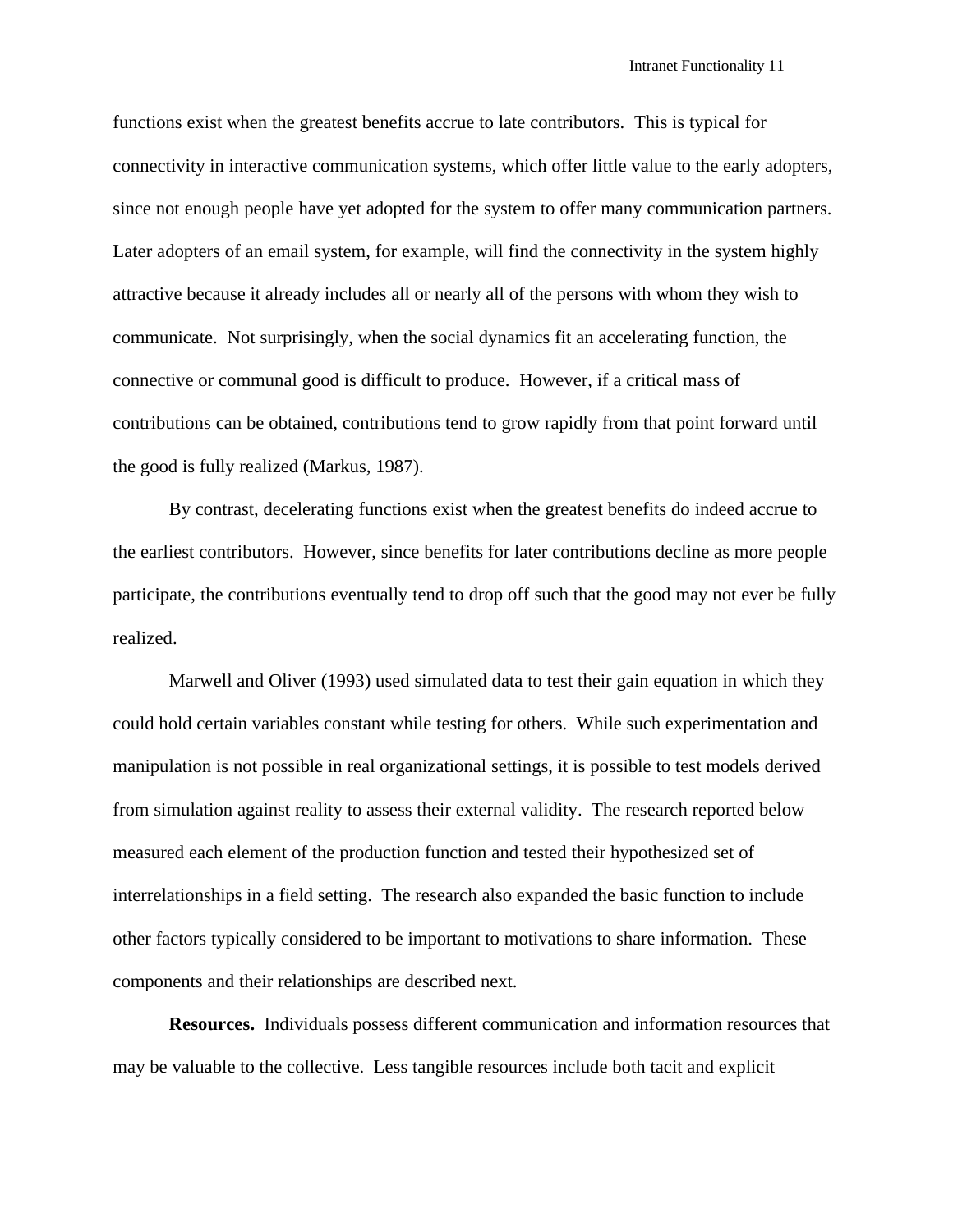functions exist when the greatest benefits accrue to late contributors. This is typical for connectivity in interactive communication systems, which offer little value to the early adopters, since not enough people have yet adopted for the system to offer many communication partners. Later adopters of an email system, for example, will find the connectivity in the system highly attractive because it already includes all or nearly all of the persons with whom they wish to communicate. Not surprisingly, when the social dynamics fit an accelerating function, the connective or communal good is difficult to produce. However, if a critical mass of contributions can be obtained, contributions tend to grow rapidly from that point forward until the good is fully realized (Markus, 1987).

By contrast, decelerating functions exist when the greatest benefits do indeed accrue to the earliest contributors. However, since benefits for later contributions decline as more people participate, the contributions eventually tend to drop off such that the good may not ever be fully realized.

Marwell and Oliver (1993) used simulated data to test their gain equation in which they could hold certain variables constant while testing for others. While such experimentation and manipulation is not possible in real organizational settings, it is possible to test models derived from simulation against reality to assess their external validity. The research reported below measured each element of the production function and tested their hypothesized set of interrelationships in a field setting. The research also expanded the basic function to include other factors typically considered to be important to motivations to share information. These components and their relationships are described next.

**Resources.** Individuals possess different communication and information resources that may be valuable to the collective. Less tangible resources include both tacit and explicit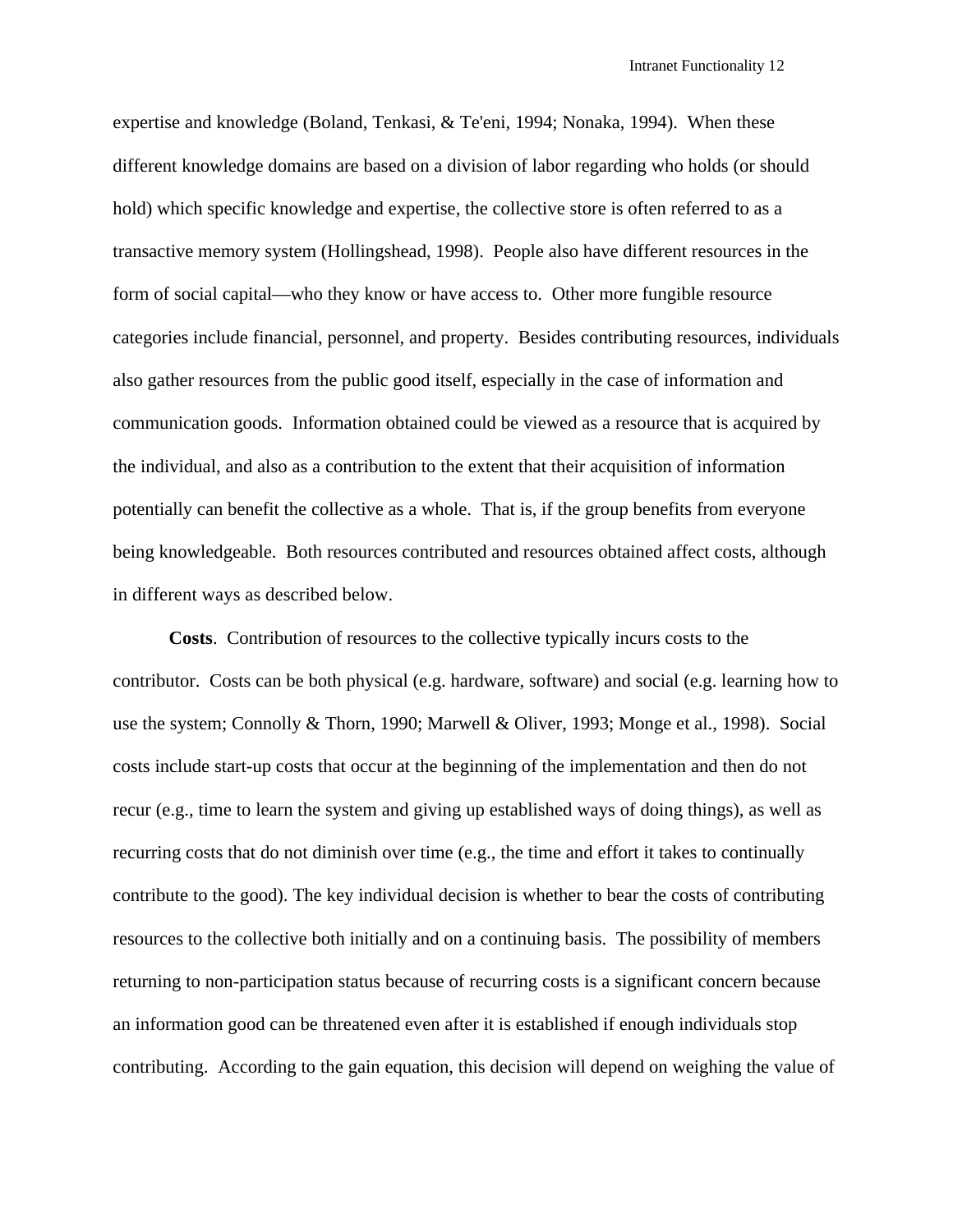expertise and knowledge (Boland, Tenkasi, & Te'eni, 1994; Nonaka, 1994). When these different knowledge domains are based on a division of labor regarding who holds (or should hold) which specific knowledge and expertise, the collective store is often referred to as a transactive memory system (Hollingshead, 1998). People also have different resources in the form of social capital—who they know or have access to. Other more fungible resource categories include financial, personnel, and property. Besides contributing resources, individuals also gather resources from the public good itself, especially in the case of information and communication goods. Information obtained could be viewed as a resource that is acquired by the individual, and also as a contribution to the extent that their acquisition of information potentially can benefit the collective as a whole. That is, if the group benefits from everyone being knowledgeable. Both resources contributed and resources obtained affect costs, although in different ways as described below.

**Costs**. Contribution of resources to the collective typically incurs costs to the contributor. Costs can be both physical (e.g. hardware, software) and social (e.g. learning how to use the system; Connolly & Thorn, 1990; Marwell & Oliver, 1993; Monge et al., 1998). Social costs include start-up costs that occur at the beginning of the implementation and then do not recur (e.g., time to learn the system and giving up established ways of doing things), as well as recurring costs that do not diminish over time (e.g., the time and effort it takes to continually contribute to the good). The key individual decision is whether to bear the costs of contributing resources to the collective both initially and on a continuing basis. The possibility of members returning to non-participation status because of recurring costs is a significant concern because an information good can be threatened even after it is established if enough individuals stop contributing. According to the gain equation, this decision will depend on weighing the value of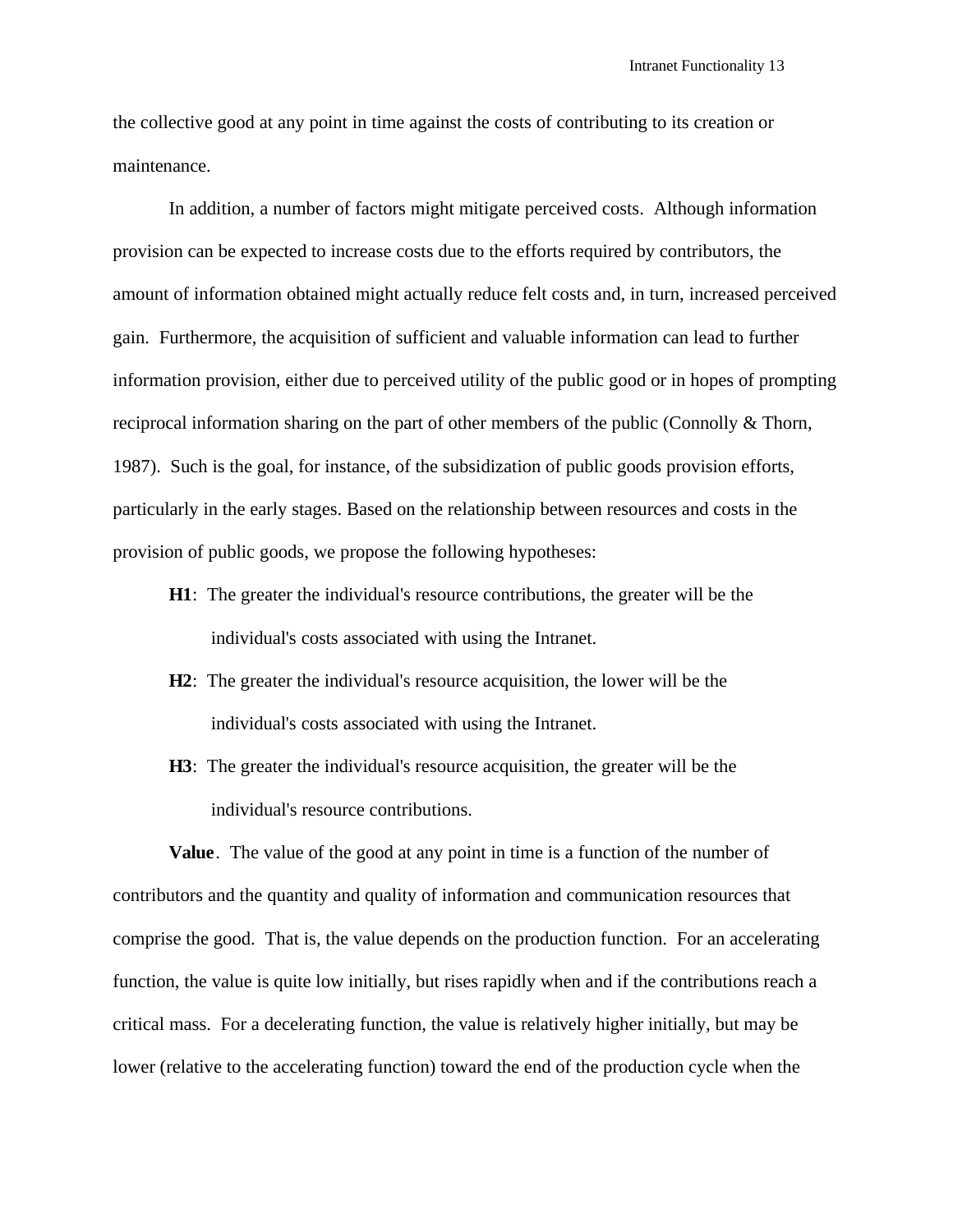the collective good at any point in time against the costs of contributing to its creation or maintenance.

In addition, a number of factors might mitigate perceived costs. Although information provision can be expected to increase costs due to the efforts required by contributors, the amount of information obtained might actually reduce felt costs and, in turn, increased perceived gain. Furthermore, the acquisition of sufficient and valuable information can lead to further information provision, either due to perceived utility of the public good or in hopes of prompting reciprocal information sharing on the part of other members of the public (Connolly & Thorn, 1987). Such is the goal, for instance, of the subsidization of public goods provision efforts, particularly in the early stages. Based on the relationship between resources and costs in the provision of public goods, we propose the following hypotheses:

**H1**: The greater the individual's resource contributions, the greater will be the individual's costs associated with using the Intranet.

**H2**: The greater the individual's resource acquisition, the lower will be the individual's costs associated with using the Intranet.

**H3**: The greater the individual's resource acquisition, the greater will be the individual's resource contributions.

**Value**. The value of the good at any point in time is a function of the number of contributors and the quantity and quality of information and communication resources that comprise the good. That is, the value depends on the production function. For an accelerating function, the value is quite low initially, but rises rapidly when and if the contributions reach a critical mass. For a decelerating function, the value is relatively higher initially, but may be lower (relative to the accelerating function) toward the end of the production cycle when the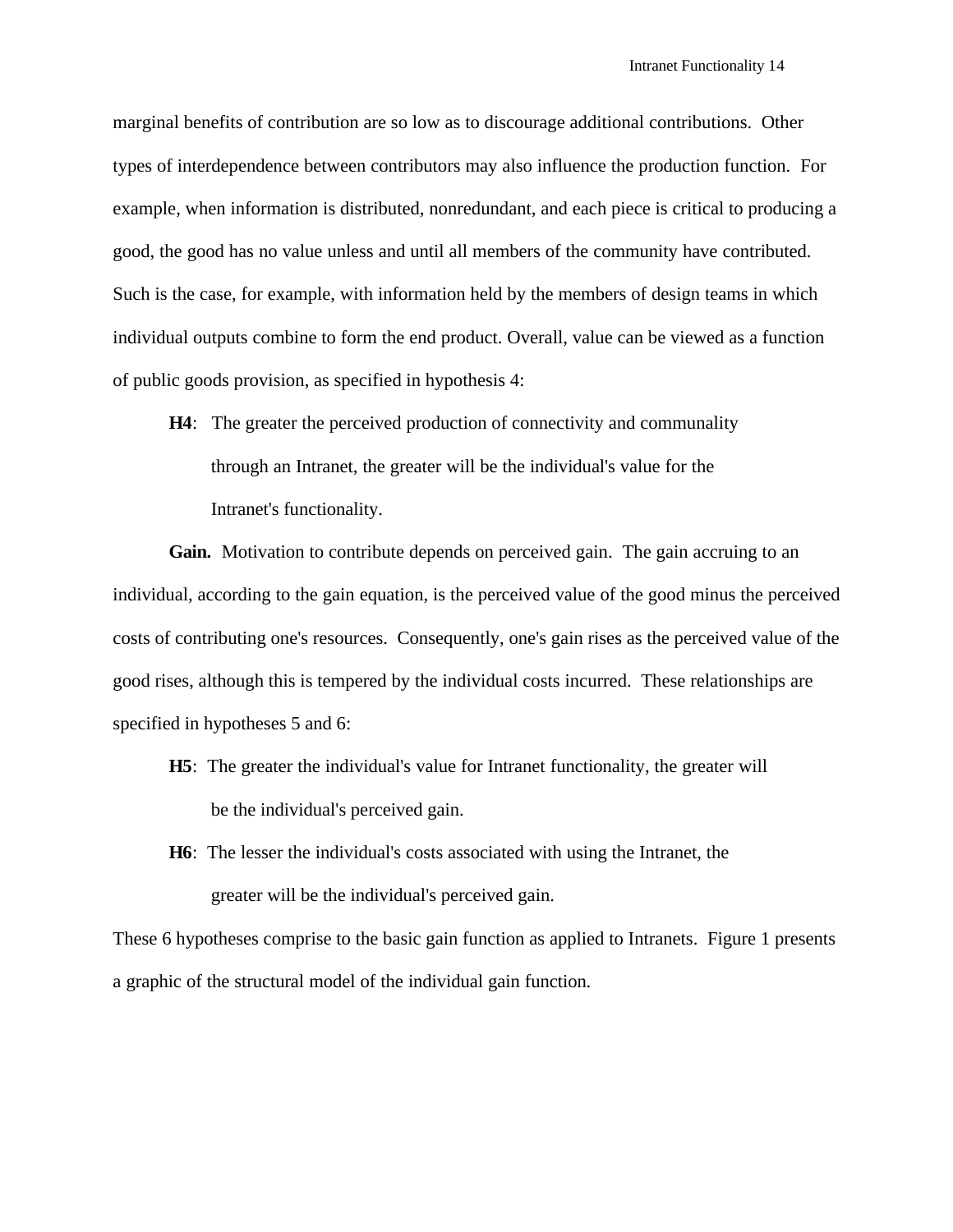marginal benefits of contribution are so low as to discourage additional contributions. Other types of interdependence between contributors may also influence the production function. For example, when information is distributed, nonredundant, and each piece is critical to producing a good, the good has no value unless and until all members of the community have contributed. Such is the case, for example, with information held by the members of design teams in which individual outputs combine to form the end product. Overall, value can be viewed as a function of public goods provision, as specified in hypothesis 4:

> **H4**: The greater the perceived production of connectivity and communality through an Intranet, the greater will be the individual's value for the Intranet's functionality.

**Gain.** Motivation to contribute depends on perceived gain. The gain accruing to an individual, according to the gain equation, is the perceived value of the good minus the perceived costs of contributing one's resources. Consequently, one's gain rises as the perceived value of the good rises, although this is tempered by the individual costs incurred. These relationships are specified in hypotheses 5 and 6:

> **H5**: The greater the individual's value for Intranet functionality, the greater will be the individual's perceived gain.

> **H6**: The lesser the individual's costs associated with using the Intranet, the greater will be the individual's perceived gain.

These 6 hypotheses comprise to the basic gain function as applied to Intranets. Figure 1 presents a graphic of the structural model of the individual gain function.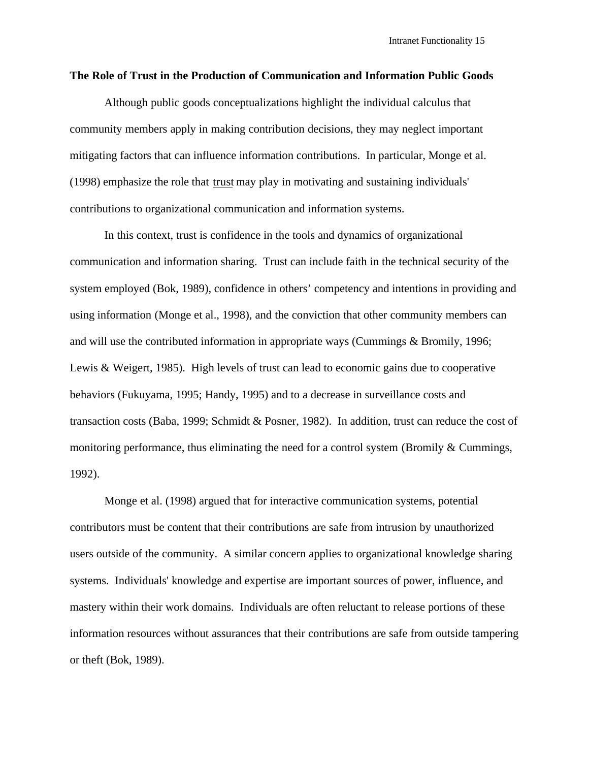**The Role of Trust in the Production of Communication and Information Public Goods**

Although public goods conceptualizations highlight the individual calculus that community members apply in making contribution decisions, they may neglect important mitigating factors that can influence information contributions. In particular, Monge et al. (1998) emphasize the role that trust may play in motivating and sustaining individuals' contributions to organizational communication and information systems.

In this context, trust is confidence in the tools and dynamics of organizational communication and information sharing. Trust can include faith in the technical security of the system employed (Bok, 1989), confidence in others' competency and intentions in providing and using information (Monge et al., 1998), and the conviction that other community members can and will use the contributed information in appropriate ways (Cummings & Bromily, 1996; Lewis & Weigert, 1985). High levels of trust can lead to economic gains due to cooperative behaviors (Fukuyama, 1995; Handy, 1995) and to a decrease in surveillance costs and transaction costs (Baba, 1999; Schmidt & Posner, 1982). In addition, trust can reduce the cost of monitoring performance, thus eliminating the need for a control system (Bromily & Cummings, 1992).

Monge et al. (1998) argued that for interactive communication systems, potential contributors must be content that their contributions are safe from intrusion by unauthorized users outside of the community. A similar concern applies to organizational knowledge sharing systems. Individuals' knowledge and expertise are important sources of power, influence, and mastery within their work domains. Individuals are often reluctant to release portions of these information resources without assurances that their contributions are safe from outside tampering or theft (Bok, 1989).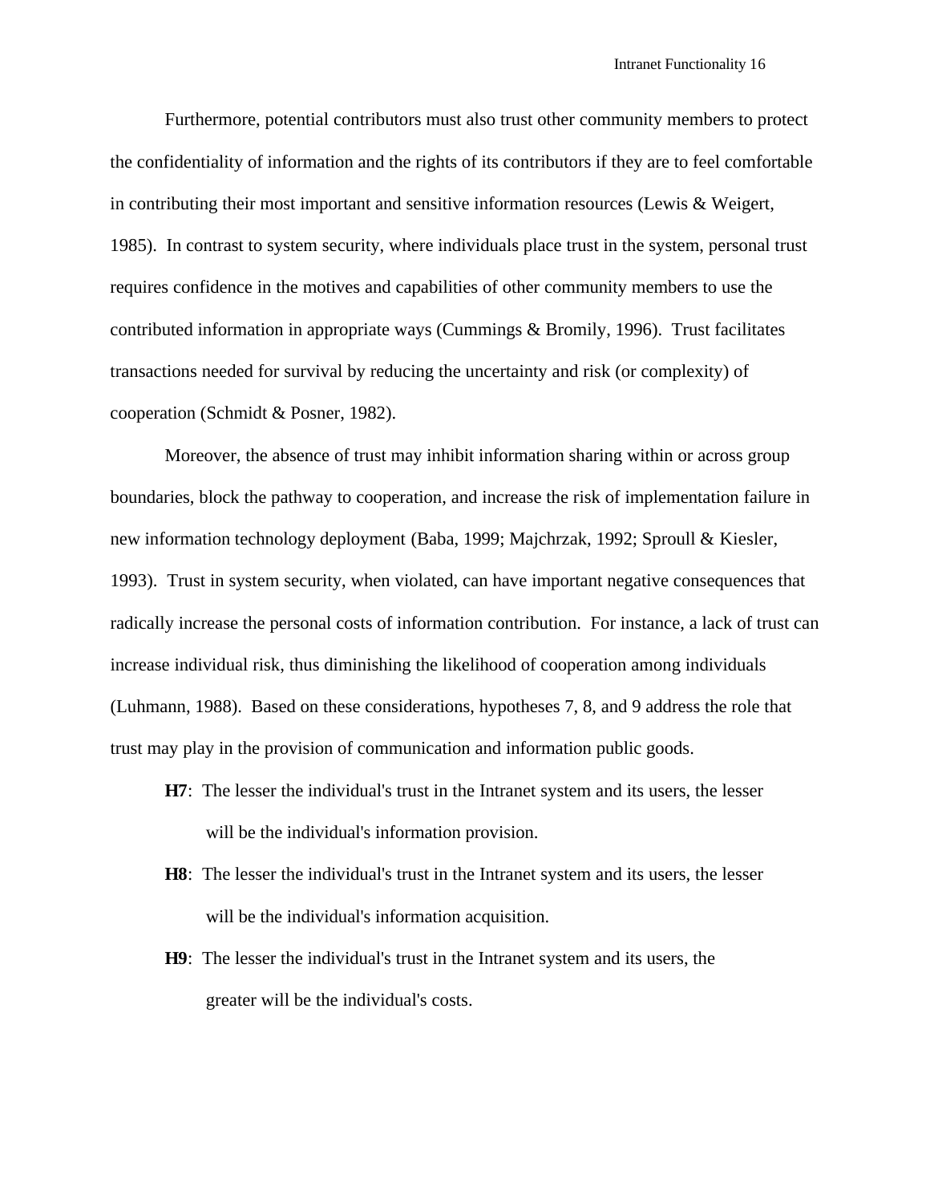Furthermore, potential contributors must also trust other community members to protect the confidentiality of information and the rights of its contributors if they are to feel comfortable in contributing their most important and sensitive information resources (Lewis & Weigert, 1985). In contrast to system security, where individuals place trust in the system, personal trust requires confidence in the motives and capabilities of other community members to use the contributed information in appropriate ways (Cummings & Bromily, 1996). Trust facilitates transactions needed for survival by reducing the uncertainty and risk (or complexity) of cooperation (Schmidt & Posner, 1982).

Moreover, the absence of trust may inhibit information sharing within or across group boundaries, block the pathway to cooperation, and increase the risk of implementation failure in new information technology deployment (Baba, 1999; Majchrzak, 1992; Sproull & Kiesler, 1993). Trust in system security, when violated, can have important negative consequences that radically increase the personal costs of information contribution. For instance, a lack of trust can increase individual risk, thus diminishing the likelihood of cooperation among individuals (Luhmann, 1988). Based on these considerations, hypotheses 7, 8, and 9 address the role that trust may play in the provision of communication and information public goods.

**H7**: The lesser the individual's trust in the Intranet system and its users, the lesser will be the individual's information provision.

**H8**: The lesser the individual's trust in the Intranet system and its users, the lesser will be the individual's information acquisition.

**H9**: The lesser the individual's trust in the Intranet system and its users, the greater will be the individual's costs.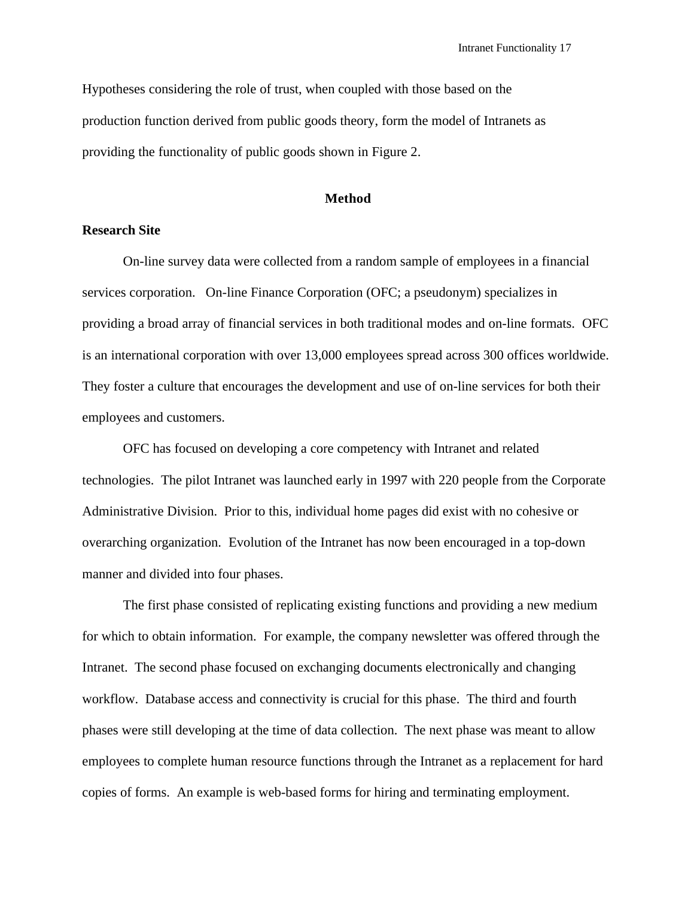Hypotheses considering the role of trust, when coupled with those based on the production function derived from public goods theory, form the model of Intranets as providing the functionality of public goods shown in Figure 2.

## Method

### Research Site

On-line survey data were collected from a random sample of employees in a financial services corporation. On-line Finance Corporation (OFC; a pseudonym) specializes in providing a broad array of financial services in both traditional modes and on-line formats. OFC is an international corporation with over 13,000 employees spread across 300 offices worldwide. They foster a culture that encourages the development and use of on-line services for both their employees and customers.

OFC has focused on developing a core competency with Intranet and related technologies. The pilot Intranet was launched early in 1997 with 220 people from the Corporate Administrative Division. Prior to this, individual home pages did exist with no cohesive or overarching organization. Evolution of the Intranet has now been encouraged in a top-down manner and divided into four phases.

The first phase consisted of replicating existing functions and providing a new medium for which to obtain information. For example, the company newsletter was offered through the Intranet. The second phase focused on exchanging documents electronically and changing workflow. Database access and connectivity is crucial for this phase. The third and fourth phases were still developing at the time of data collection. The next phase was meant to allow employees to complete human resource functions through the Intranet as a replacement for hard copies of forms. An example is web-based forms for hiring and terminating employment.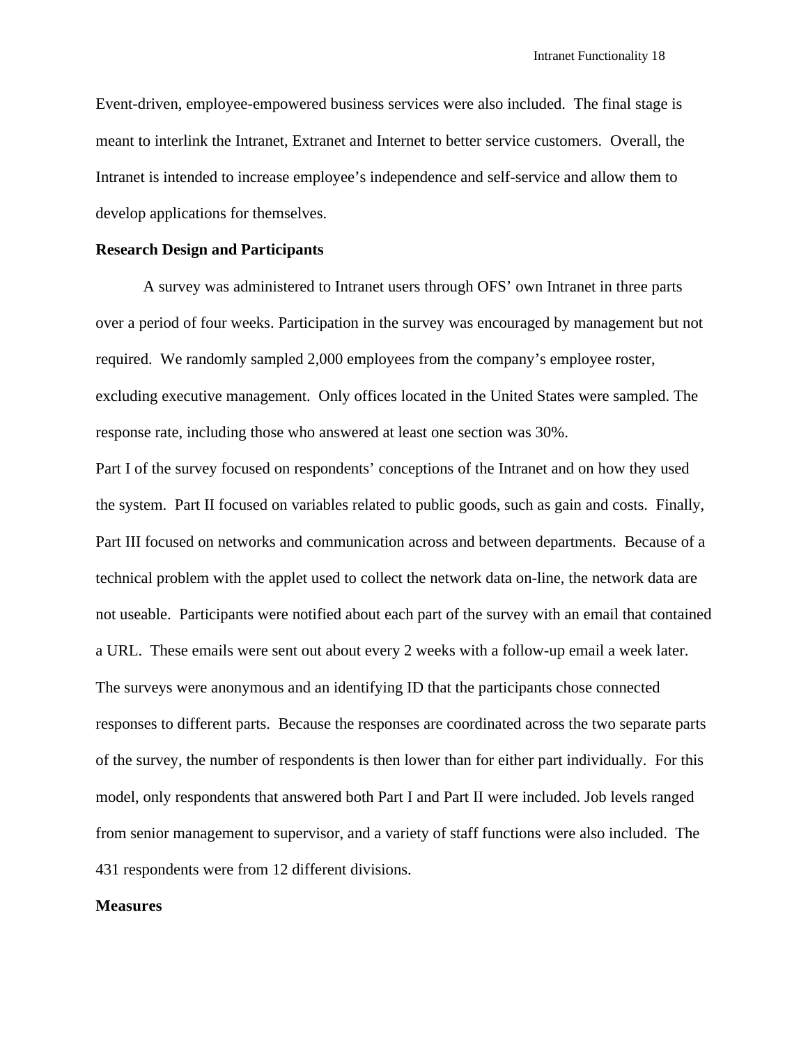Event-driven, employee-empowered business services were also included. The final stage is meant to interlink the Intranet, Extranet and Internet to better service customers. Overall, the Intranet is intended to increase employee's independence and self-service and allow them to develop applications for themselves.

**Research Design and Participants**

A survey was administered to Intranet users through OFS' own Intranet in three parts over a period of four weeks. Participation in the survey was encouraged by management but not required. We randomly sampled 2,000 employees from the company's employee roster, excluding executive management. Only offices located in the United States were sampled. The response rate, including those who answered at least one section was 30%.

Part I of the survey focused on respondents' conceptions of the Intranet and on how they used the system. Part II focused on variables related to public goods, such as gain and costs. Finally, Part III focused on networks and communication across and between departments. Because of a technical problem with the applet used to collect the network data on-line, the network data are not useable. Participants were notified about each part of the survey with an email that contained a URL. These emails were sent out about every 2 weeks with a follow-up email a week later. The surveys were anonymous and an identifying ID that the participants chose connected responses to different parts. Because the responses are coordinated across the two separate parts of the survey, the number of respondents is then lower than for either part individually. For this model, only respondents that answered both Part I and Part II were included. Job levels ranged from senior management to supervisor, and a variety of staff functions were also included. The 431 respondents were from 12 different divisions.

**Measures**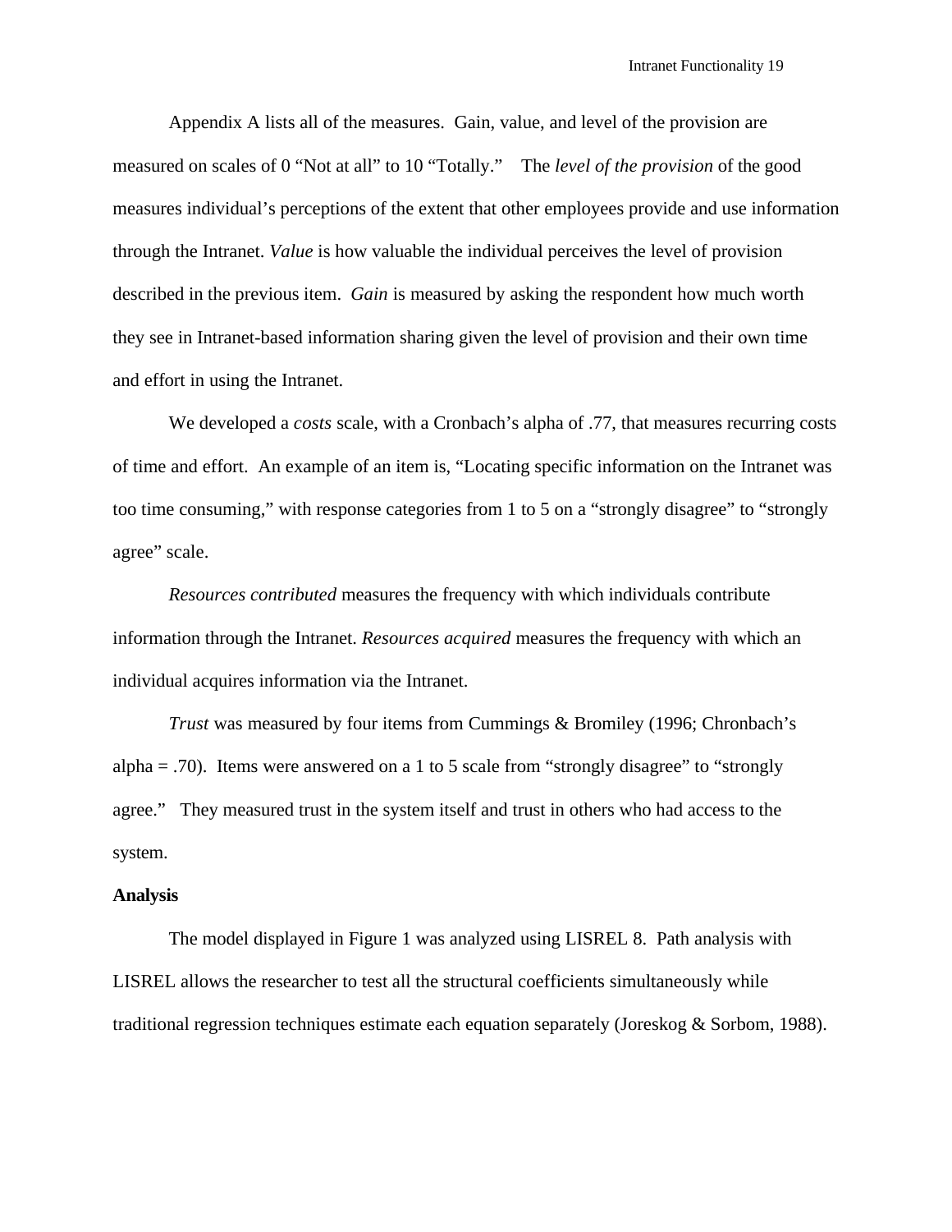Appendix A lists all of the measures. Gain, value, and level of the provision are measured on scales of 0 “Not at all” to 10 “Totally.” The *level of the provision* of the good measures individual’s perceptions of the extent that other employees provide and use information through the Intranet. *Value* is how valuable the individual perceives the level of provision described in the previous item. *Gain* is measured by asking the respondent how much worth they see in Intranet-based information sharing given the level of provision and their own time and effort in using the Intranet.

We developed a *costs* scale, with a Cronbach’s alpha of .77, that measures recurring costs of time and effort. An example of an item is, “Locating specific information on the Intranet was too time consuming,” with response categories from 1 to 5 on a “strongly disagree” to “strongly agree” scale.

*Resources contributed* measures the frequency with which individuals contribute information through the Intranet. *Resources acquired* measures the frequency with which an individual acquires information via the Intranet.

*Trust* was measured by four items from Cummings & Bromiley (1996; Chronbach’s alpha = .70). Items were answered on a 1 to 5 scale from “strongly disagree” to “strongly agree.” They measured trust in the system itself and trust in others who had access to the system.

**Analysis**

The model displayed in Figure 1 was analyzed using LISREL 8. Path analysis with LISREL allows the researcher to test all the structural coefficients simultaneously while traditional regression techniques estimate each equation separately (Joreskog & Sorbom, 1988).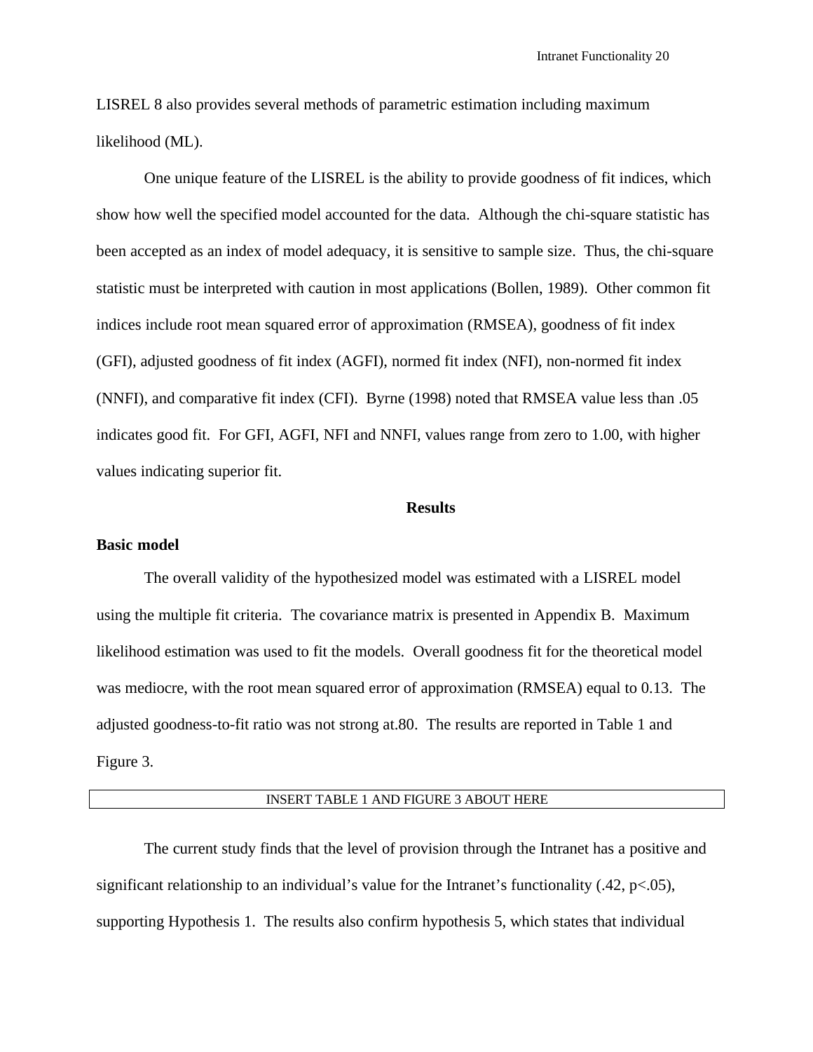LISREL 8 also provides several methods of parametric estimation including maximum likelihood (ML).

One unique feature of the LISREL is the ability to provide goodness of fit indices, which show how well the specified model accounted for the data. Although the chi-square statistic has been accepted as an index of model adequacy, it is sensitive to sample size. Thus, the chi-square statistic must be interpreted with caution in most applications (Bollen, 1989). Other common fit indices include root mean squared error of approximation (RMSEA), goodness of fit index (GFI), adjusted goodness of fit index (AGFI), normed fit index (NFI), non-normed fit index (NNFI), and comparative fit index (CFI). Byrne (1998) noted that RMSEA value less than .05 indicates good fit. For GFI, AGFI, NFI and NNFI, values range from zero to 1.00, with higher values indicating superior fit.

## Results

### Basic model

The overall validity of the hypothesized model was estimated with a LISREL model using the multiple fit criteria. The covariance matrix is presented in Appendix B. Maximum likelihood estimation was used to fit the models. Overall goodness fit for the theoretical model was mediocre, with the root mean squared error of approximation (RMSEA) equal to 0.13. The adjusted goodness-to-fit ratio was not strong at.80. The results are reported in Table 1 and Figure 3.

INSERT TABLE 1 AND FIGURE 3 ABOUT HERE

The current study finds that the level of provision through the Intranet has a positive and significant relationship to an individual's value for the Intranet's functionality (.42, $p<.05$), supporting Hypothesis 1. The results also confirm hypothesis 5, which states that individual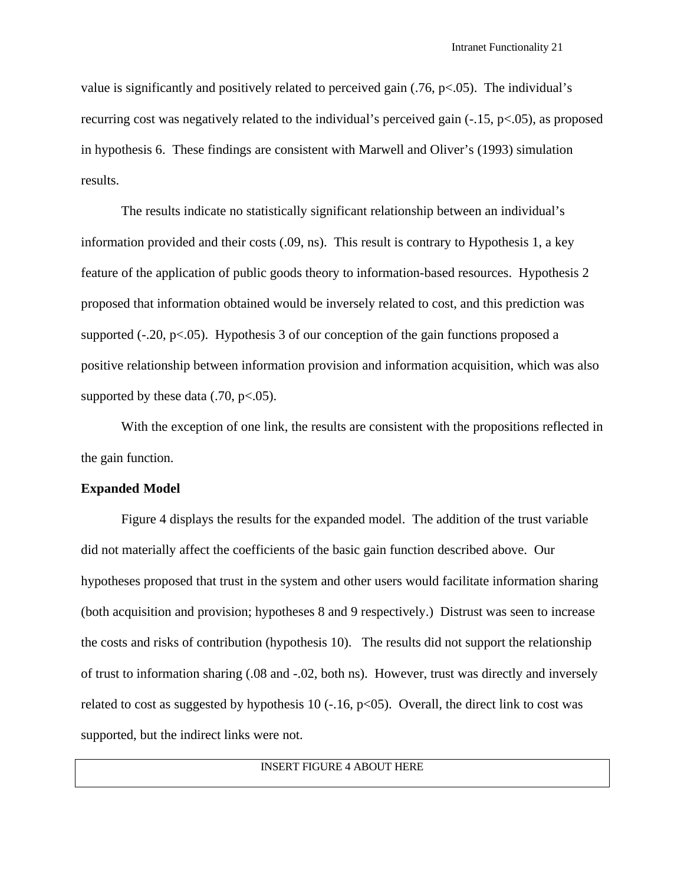value is significantly and positively related to perceived gain (.76, $p<.05$). The individual's recurring cost was negatively related to the individual's perceived gain (-.15, $p<.05$), as proposed in hypothesis 6. These findings are consistent with Marwell and Oliver's (1993) simulation results.

The results indicate no statistically significant relationship between an individual's information provided and their costs (.09, ns). This result is contrary to Hypothesis 1, a key feature of the application of public goods theory to information-based resources. Hypothesis 2 proposed that information obtained would be inversely related to cost, and this prediction was supported (-.20, $p<.05$). Hypothesis 3 of our conception of the gain functions proposed a positive relationship between information provision and information acquisition, which was also supported by these data (.70, $p<.05$).

With the exception of one link, the results are consistent with the propositions reflected in the gain function.

**Expanded Model**

Figure 4 displays the results for the expanded model. The addition of the trust variable did not materially affect the coefficients of the basic gain function described above. Our hypotheses proposed that trust in the system and other users would facilitate information sharing (both acquisition and provision; hypotheses 8 and 9 respectively.) Distrust was seen to increase the costs and risks of contribution (hypothesis 10). The results did not support the relationship of trust to information sharing (.08 and -.02, both ns). However, trust was directly and inversely related to cost as suggested by hypothesis 10 (-.16, p<05). Overall, the direct link to cost was supported, but the indirect links were not.

INSERT FIGURE 4 ABOUT HERE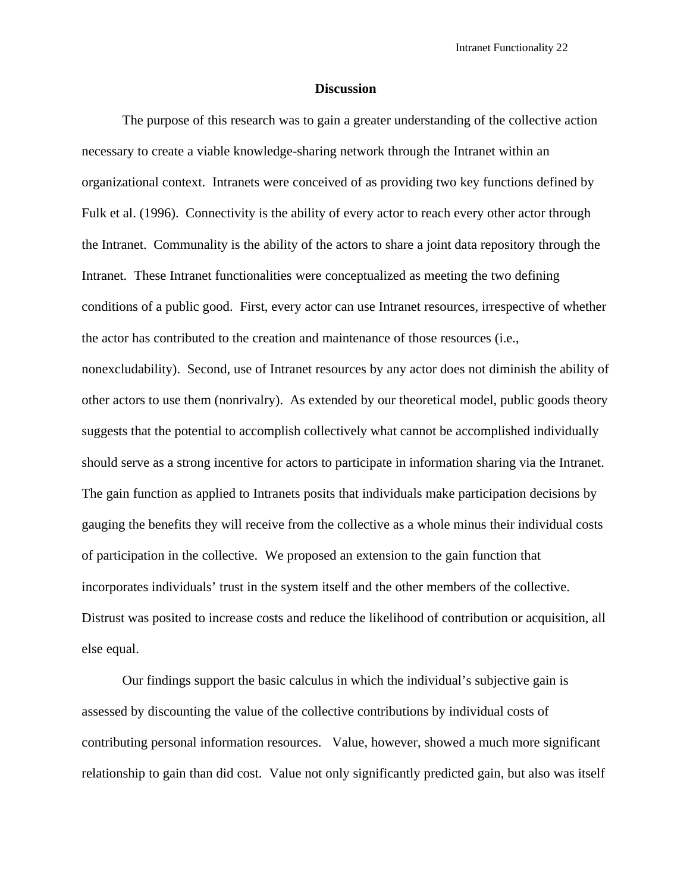## Discussion

The purpose of this research was to gain a greater understanding of the collective action necessary to create a viable knowledge-sharing network through the Intranet within an organizational context. Intranets were conceived of as providing two key functions defined by Fulk et al. (1996). Connectivity is the ability of every actor to reach every other actor through the Intranet. Communality is the ability of the actors to share a joint data repository through the Intranet. These Intranet functionalities were conceptualized as meeting the two defining conditions of a public good. First, every actor can use Intranet resources, irrespective of whether the actor has contributed to the creation and maintenance of those resources (i.e., nonexcludability). Second, use of Intranet resources by any actor does not diminish the ability of other actors to use them (nonrivalry). As extended by our theoretical model, public goods theory suggests that the potential to accomplish collectively what cannot be accomplished individually should serve as a strong incentive for actors to participate in information sharing via the Intranet. The gain function as applied to Intranets posits that individuals make participation decisions by gauging the benefits they will receive from the collective as a whole minus their individual costs of participation in the collective. We proposed an extension to the gain function that incorporates individuals' trust in the system itself and the other members of the collective. Distrust was posited to increase costs and reduce the likelihood of contribution or acquisition, all else equal.

Our findings support the basic calculus in which the individual's subjective gain is assessed by discounting the value of the collective contributions by individual costs of contributing personal information resources. Value, however, showed a much more significant relationship to gain than did cost. Value not only significantly predicted gain, but also was itself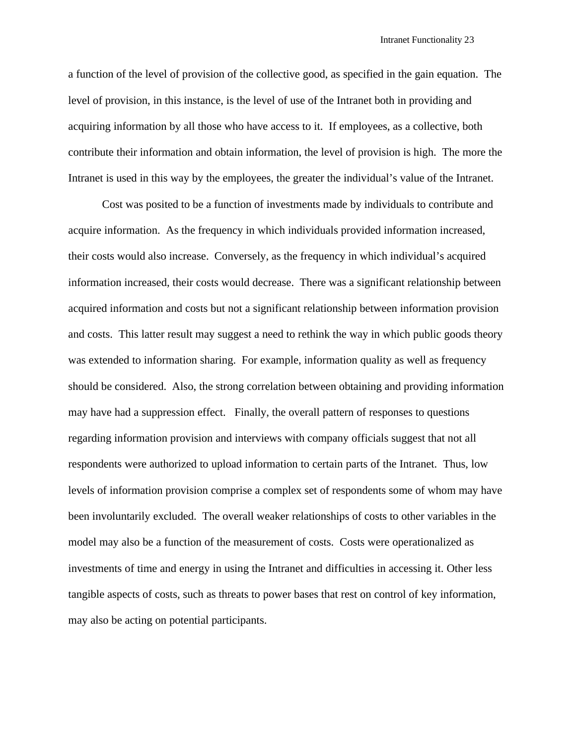a function of the level of provision of the collective good, as specified in the gain equation. The level of provision, in this instance, is the level of use of the Intranet both in providing and acquiring information by all those who have access to it. If employees, as a collective, both contribute their information and obtain information, the level of provision is high. The more the Intranet is used in this way by the employees, the greater the individual's value of the Intranet.

Cost was posited to be a function of investments made by individuals to contribute and acquire information. As the frequency in which individuals provided information increased, their costs would also increase. Conversely, as the frequency in which individual's acquired information increased, their costs would decrease. There was a significant relationship between acquired information and costs but not a significant relationship between information provision and costs. This latter result may suggest a need to rethink the way in which public goods theory was extended to information sharing. For example, information quality as well as frequency should be considered. Also, the strong correlation between obtaining and providing information may have had a suppression effect. Finally, the overall pattern of responses to questions regarding information provision and interviews with company officials suggest that not all respondents were authorized to upload information to certain parts of the Intranet. Thus, low levels of information provision comprise a complex set of respondents some of whom may have been involuntarily excluded. The overall weaker relationships of costs to other variables in the model may also be a function of the measurement of costs. Costs were operationalized as investments of time and energy in using the Intranet and difficulties in accessing it. Other less tangible aspects of costs, such as threats to power bases that rest on control of key information, may also be acting on potential participants.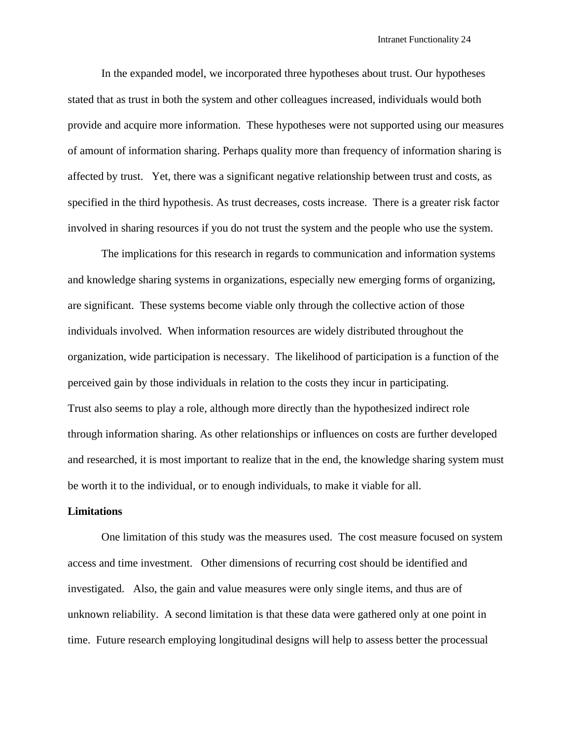In the expanded model, we incorporated three hypotheses about trust. Our hypotheses stated that as trust in both the system and other colleagues increased, individuals would both provide and acquire more information. These hypotheses were not supported using our measures of amount of information sharing. Perhaps quality more than frequency of information sharing is affected by trust. Yet, there was a significant negative relationship between trust and costs, as specified in the third hypothesis. As trust decreases, costs increase. There is a greater risk factor involved in sharing resources if you do not trust the system and the people who use the system.

The implications for this research in regards to communication and information systems and knowledge sharing systems in organizations, especially new emerging forms of organizing, are significant. These systems become viable only through the collective action of those individuals involved. When information resources are widely distributed throughout the organization, wide participation is necessary. The likelihood of participation is a function of the perceived gain by those individuals in relation to the costs they incur in participating. Trust also seems to play a role, although more directly than the hypothesized indirect role through information sharing. As other relationships or influences on costs are further developed and researched, it is most important to realize that in the end, the knowledge sharing system must be worth it to the individual, or to enough individuals, to make it viable for all.

**Limitations**

One limitation of this study was the measures used. The cost measure focused on system access and time investment. Other dimensions of recurring cost should be identified and investigated. Also, the gain and value measures were only single items, and thus are of unknown reliability. A second limitation is that these data were gathered only at one point in time. Future research employing longitudinal designs will help to assess better the processual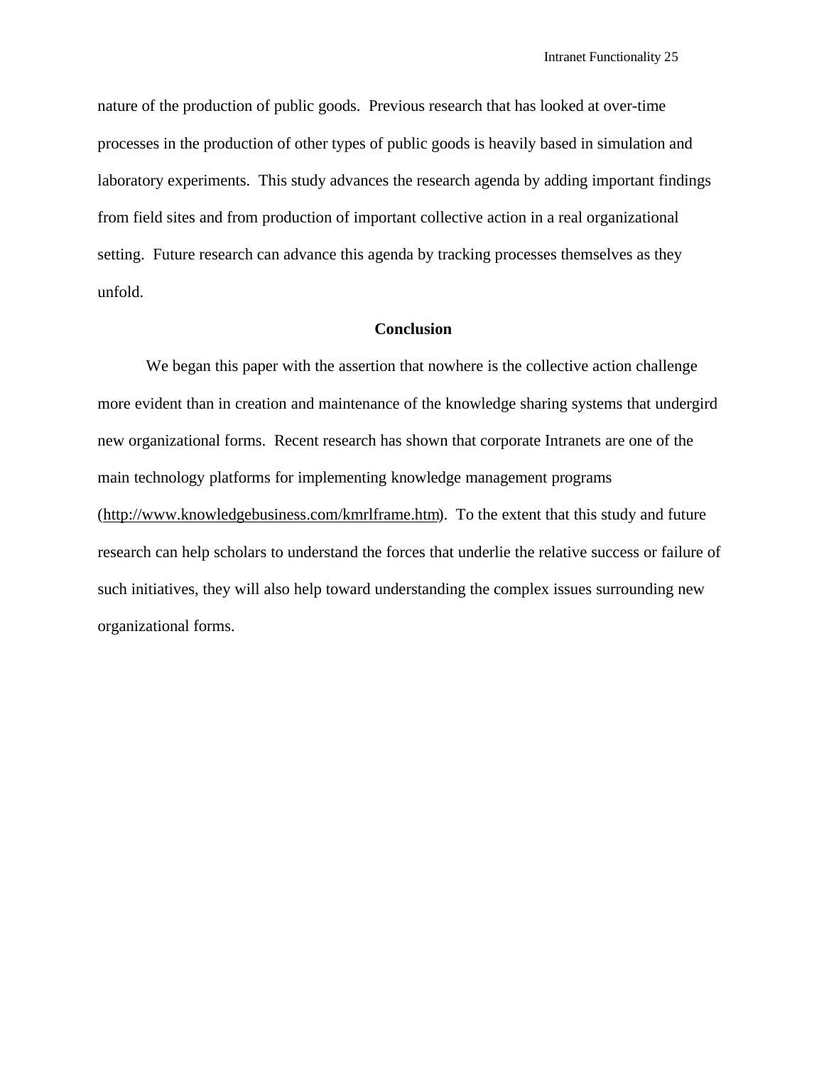nature of the production of public goods. Previous research that has looked at over-time processes in the production of other types of public goods is heavily based in simulation and laboratory experiments. This study advances the research agenda by adding important findings from field sites and from production of important collective action in a real organizational setting. Future research can advance this agenda by tracking processes themselves as they unfold.

## Conclusion

We began this paper with the assertion that nowhere is the collective action challenge more evident than in creation and maintenance of the knowledge sharing systems that undergird new organizational forms. Recent research has shown that corporate Intranets are one of the main technology platforms for implementing knowledge management programs (http://www.knowledgebusiness.com/kmrlframe.htm). To the extent that this study and future research can help scholars to understand the forces that underlie the relative success or failure of such initiatives, they will also help toward understanding the complex issues surrounding new organizational forms.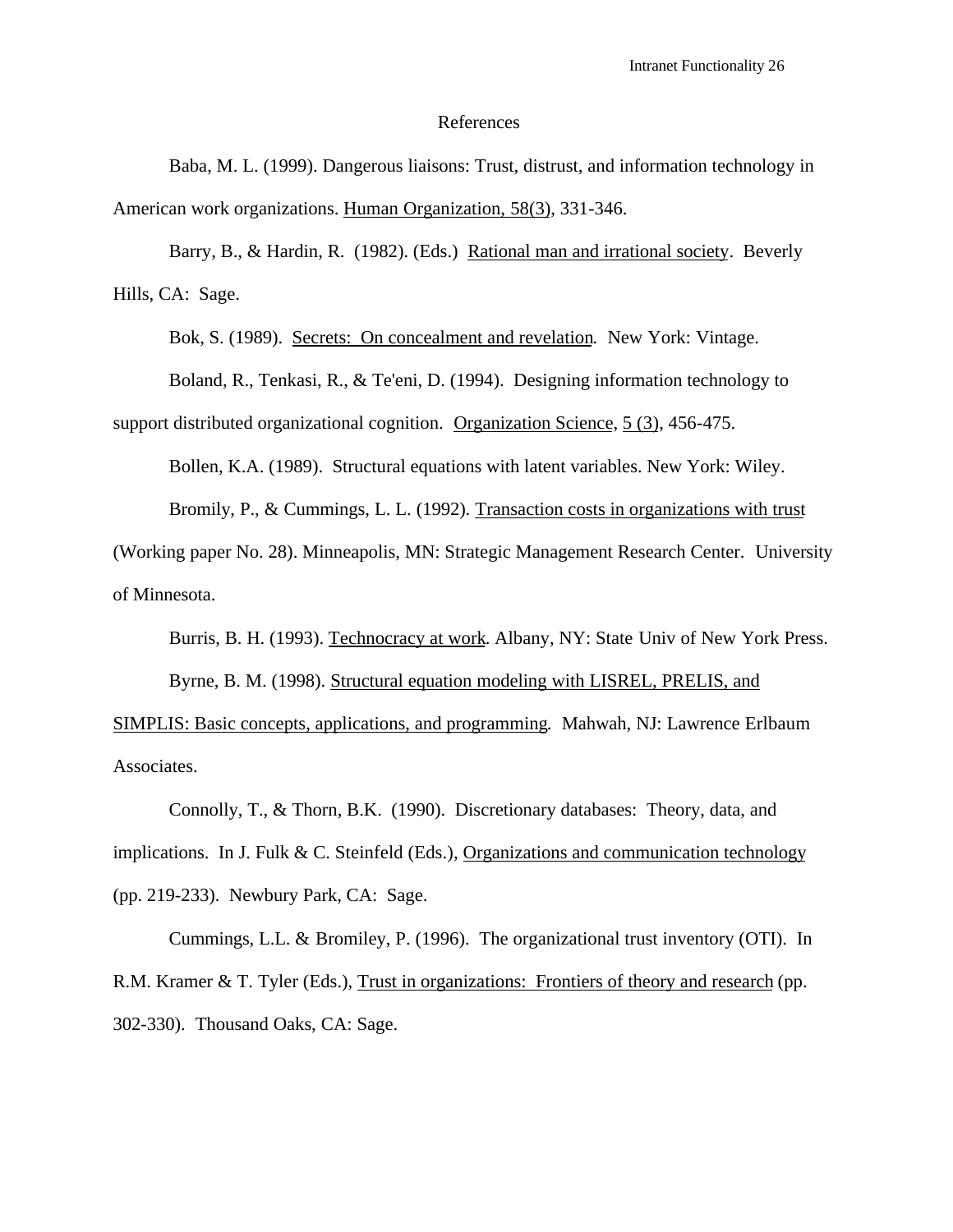# References

Baba, M. L. (1999). Dangerous liaisons: Trust, distrust, and information technology in American work organizations. Human Organization, 58(3), 331-346.

Barry, B., & Hardin, R. (1982). (Eds.) Rational man and irrational society. Beverly Hills, CA: Sage.

Bok, S. (1989). Secrets: On concealment and revelation. New York: Vintage.

Boland, R., Tenkasi, R., & Te'eni, D. (1994). Designing information technology to support distributed organizational cognition. Organization Science, 5 (3), 456-475.

Bollen, K.A. (1989). Structural equations with latent variables. New York: Wiley.

Bromily, P., & Cummings, L. L. (1992). Transaction costs in organizations with trust (Working paper No. 28). Minneapolis, MN: Strategic Management Research Center. University of Minnesota.

Burris, B. H. (1993). Technocracy at work. Albany, NY: State Univ of New York Press.

Byrne, B. M. (1998). Structural equation modeling with LISREL, PRELIS, and SIMPLIS: Basic concepts, applications, and programming. Mahwah, NJ: Lawrence Erlbaum Associates.

Connolly, T., & Thorn, B.K. (1990). Discretionary databases: Theory, data, and implications. In J. Fulk & C. Steinfeld (Eds.), Organizations and communication technology (pp. 219-233). Newbury Park, CA: Sage.

Cummings, L.L. & Bromiley, P. (1996). The organizational trust inventory (OTI). In R.M. Kramer & T. Tyler (Eds.), Trust in organizations: Frontiers of theory and research (pp. 302-330). Thousand Oaks, CA: Sage.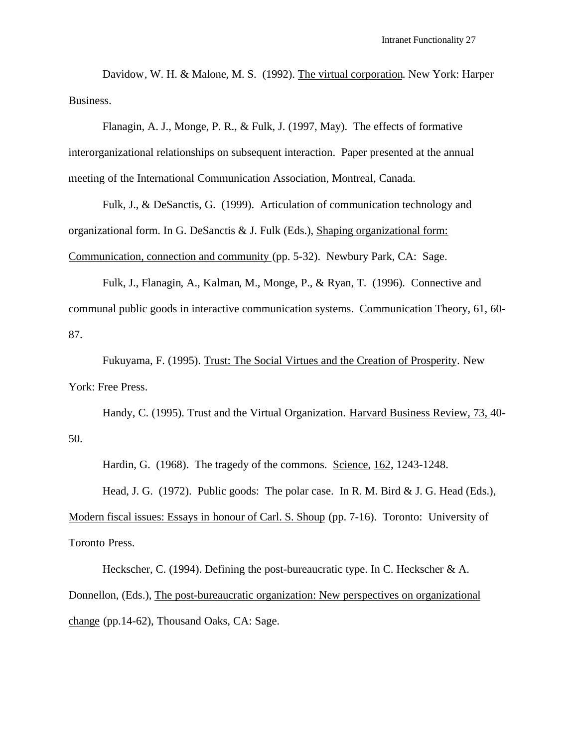Davidow, W. H. & Malone, M. S. (1992). The virtual corporation. New York: Harper Business.

Flanagin, A. J., Monge, P. R., & Fulk, J. (1997, May). The effects of formative interorganizational relationships on subsequent interaction. Paper presented at the annual meeting of the International Communication Association, Montreal, Canada.

Fulk, J., & DeSanctis, G. (1999). Articulation of communication technology and organizational form. In G. DeSanctis & J. Fulk (Eds.), Shaping organizational form: Communication, connection and community (pp. 5-32). Newbury Park, CA: Sage.

Fulk, J., Flanagin, A., Kalman, M., Monge, P., & Ryan, T. (1996). Connective and communal public goods in interactive communication systems. Communication Theory, 61, 60-87.

Fukuyama, F. (1995). Trust: The Social Virtues and the Creation of Prosperity. New York: Free Press.

Handy, C. (1995). Trust and the Virtual Organization. Harvard Business Review, 73, 40-50.

Hardin, G. (1968). The tragedy of the commons. Science, 162, 1243-1248.

Head, J. G. (1972). Public goods: The polar case. In R. M. Bird & J. G. Head (Eds.), Modern fiscal issues: Essays in honour of Carl. S. Shoup (pp. 7-16). Toronto: University of Toronto Press.

Heckscher, C. (1994). Defining the post-bureaucratic type. In C. Heckscher & A. Donnellon, (Eds.), The post-bureaucratic organization: New perspectives on organizational change (pp.14-62), Thousand Oaks, CA: Sage.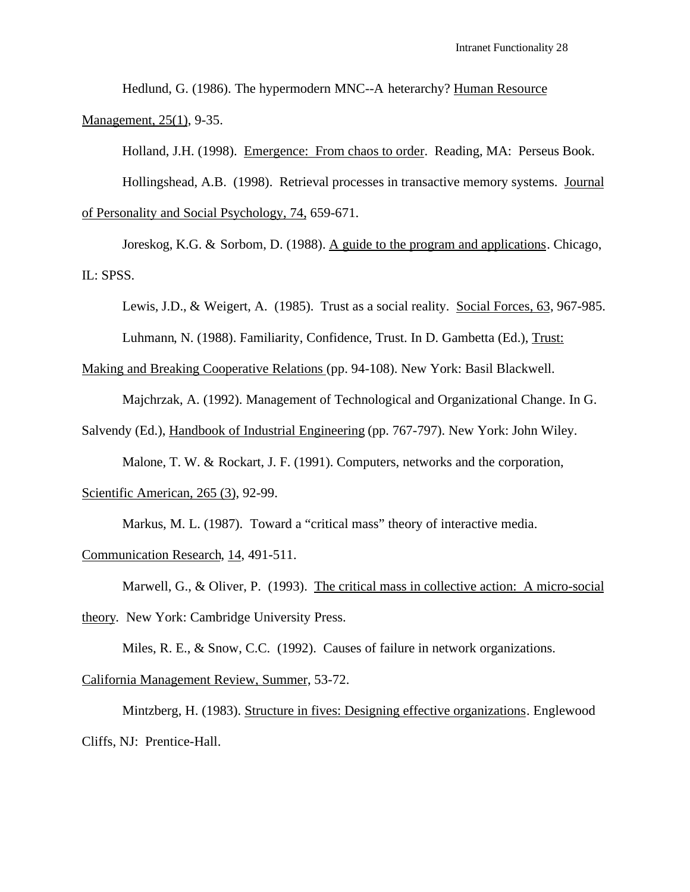Hedlund, G. (1986). The hypermodern MNC--A heterarchy? Human Resource Management, 25(1), 9-35.

Holland, J.H. (1998). Emergence: From chaos to order. Reading, MA: Perseus Book.

Hollingshead, A.B. (1998). Retrieval processes in transactive memory systems. Journal of Personality and Social Psychology, 74, 659-671.

Joreskog, K.G. & Sorbom, D. (1988). A guide to the program and applications. Chicago, IL: SPSS.

Lewis, J.D., & Weigert, A. (1985). Trust as a social reality. Social Forces, 63, 967-985.

Luhmann, N. (1988). Familiarity, Confidence, Trust. In D. Gambetta (Ed.), Trust: Making and Breaking Cooperative Relations (pp. 94-108). New York: Basil Blackwell.

Majchrzak, A. (1992). Management of Technological and Organizational Change. In G. Salvendy (Ed.), Handbook of Industrial Engineering (pp. 767-797). New York: John Wiley.

Malone, T. W. & Rockart, J. F. (1991). Computers, networks and the corporation, Scientific American, 265 (3), 92-99.

Markus, M. L. (1987). Toward a "critical mass" theory of interactive media. Communication Research, 14, 491-511.

Marwell, G., & Oliver, P. (1993). The critical mass in collective action: A micro-social theory. New York: Cambridge University Press.

Miles, R. E., & Snow, C.C. (1992). Causes of failure in network organizations. California Management Review, Summer, 53-72.

Mintzberg, H. (1983). Structure in fives: Designing effective organizations. Englewood Cliffs, NJ: Prentice-Hall.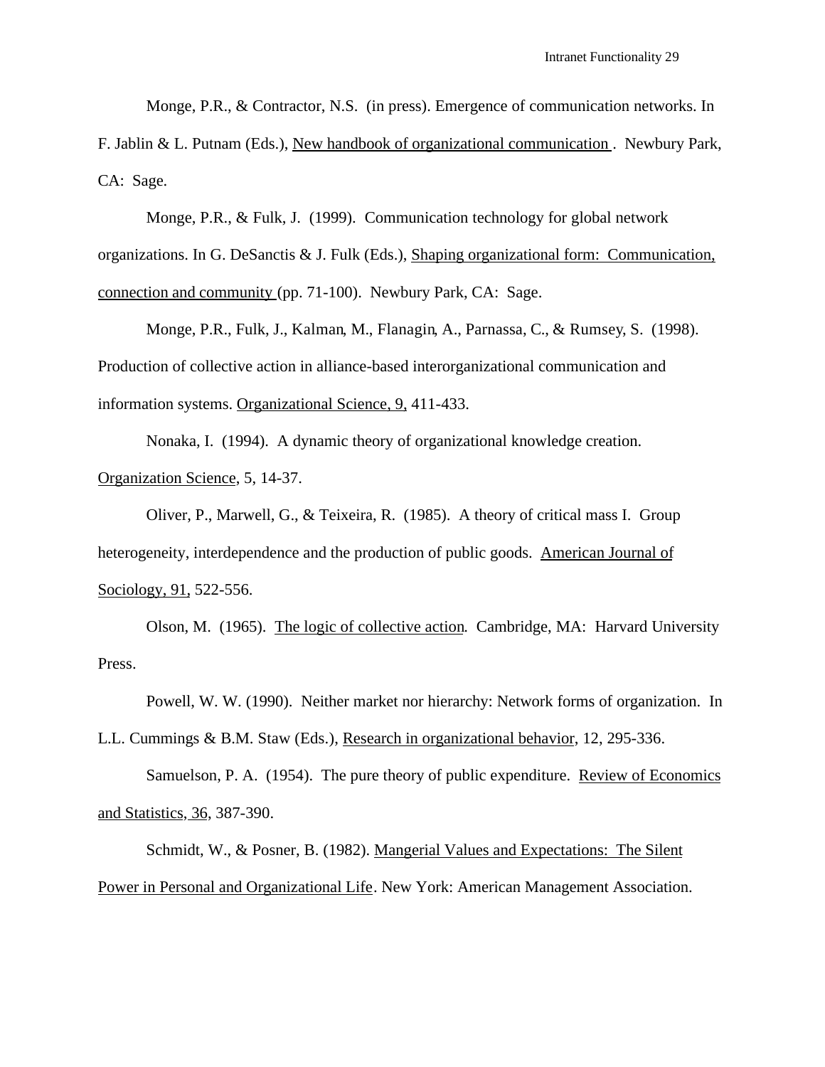Monge, P.R., & Contractor, N.S. (in press). Emergence of communication networks. In F. Jablin & L. Putnam (Eds.), New handbook of organizational communication . Newbury Park, CA: Sage.

Monge, P.R., & Fulk, J. (1999). Communication technology for global network organizations. In G. DeSanctis & J. Fulk (Eds.), Shaping organizational form: Communication, connection and community (pp. 71-100). Newbury Park, CA: Sage.

Monge, P.R., Fulk, J., Kalman, M., Flanagin, A., Parnassa, C., & Rumsey, S. (1998). Production of collective action in alliance-based interorganizational communication and information systems. Organizational Science, 9, 411-433.

Nonaka, I. (1994). A dynamic theory of organizational knowledge creation. Organization Science, 5, 14-37.

Oliver, P., Marwell, G., & Teixeira, R. (1985). A theory of critical mass I. Group heterogeneity, interdependence and the production of public goods. American Journal of Sociology, 91, 522-556.

Olson, M. (1965). The logic of collective action. Cambridge, MA: Harvard University Press.

Powell, W. W. (1990). Neither market nor hierarchy: Network forms of organization. In L.L. Cummings & B.M. Staw (Eds.), Research in organizational behavior, 12, 295-336.

Samuelson, P. A. (1954). The pure theory of public expenditure. Review of Economics and Statistics, 36, 387-390.

Schmidt, W., & Posner, B. (1982). Mangerial Values and Expectations: The Silent Power in Personal and Organizational Life. New York: American Management Association.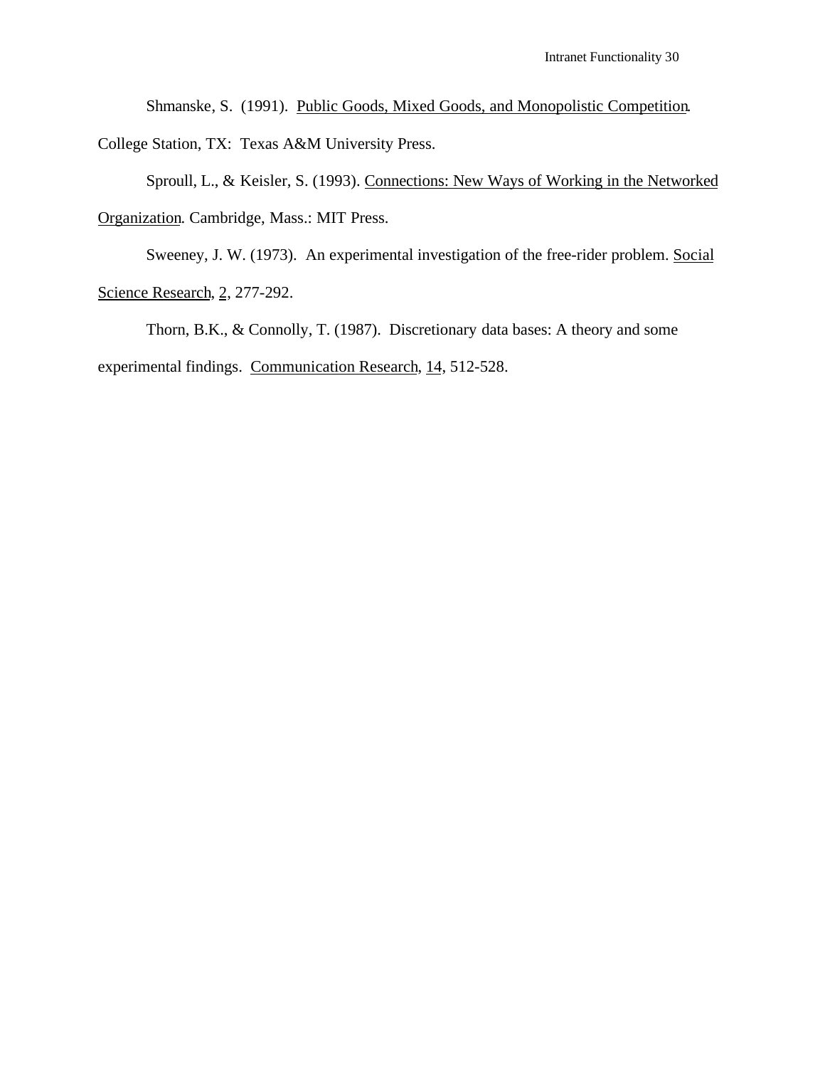Shmanske, S. (1991). Public Goods, Mixed Goods, and Monopolistic Competition. College Station, TX: Texas A&M University Press.

Sproull, L., & Keisler, S. (1993). Connections: New Ways of Working in the Networked Organization. Cambridge, Mass.: MIT Press.

Sweeney, J. W. (1973). An experimental investigation of the free-rider problem. Social Science Research, 2, 277-292.

Thorn, B.K., & Connolly, T. (1987). Discretionary data bases: A theory and some experimental findings. Communication Research, 14, 512-528.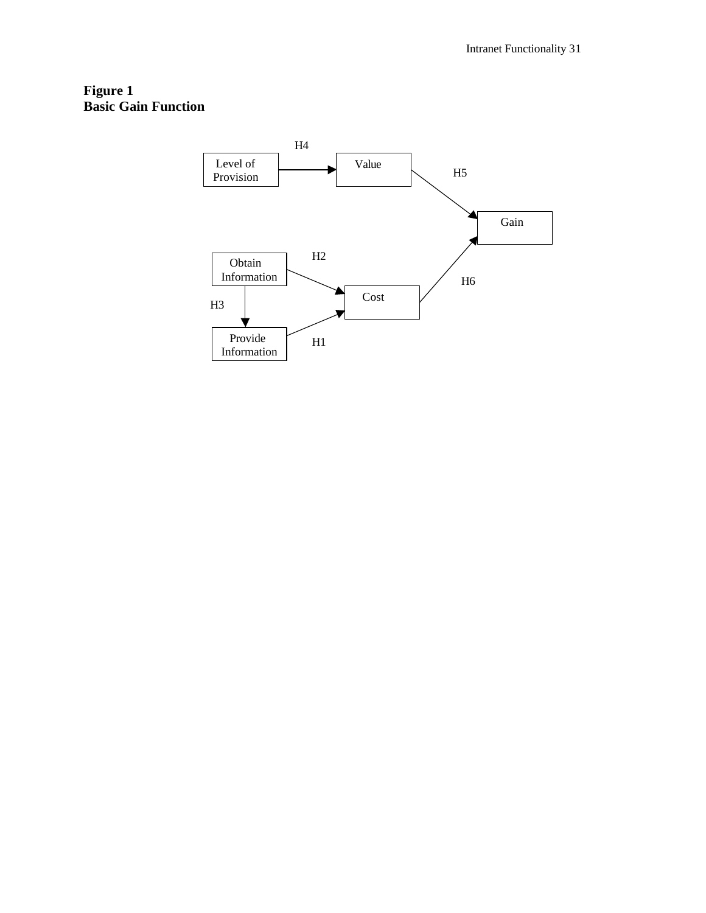**Figure 1**
**Basic Gain Function**

H4

Level of Provision

Value

H5

Gain

Obtain Information

H2

H6

Cost

H3

Provide Information

H1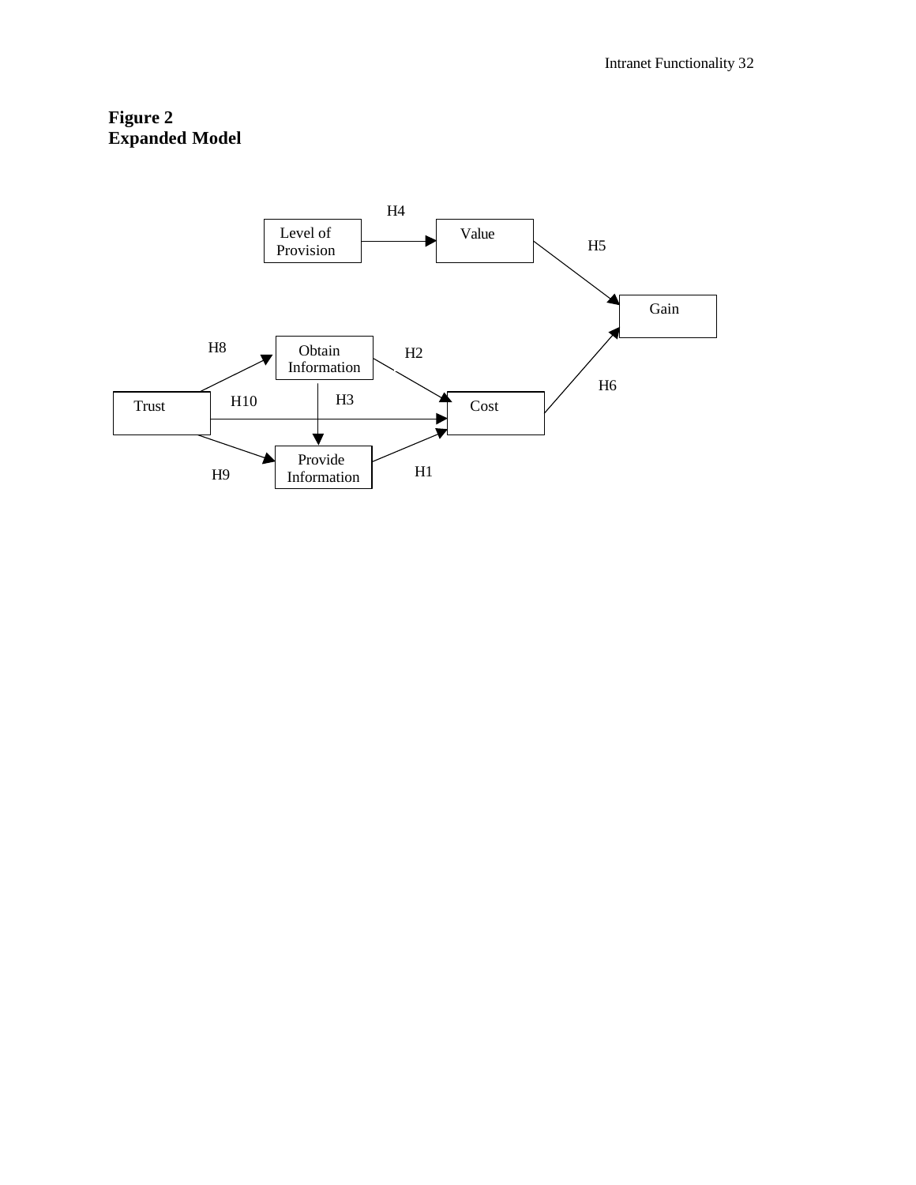**Figure 2**
**Expanded Model**

Level of Provision → (H4) → Value → (H5) → Gain

Trust → (H8) → Obtain Information

Trust → (H9) → Provide Information

Trust → (H10) → Cost

Obtain Information → (H3) → Provide Information

Obtain Information → (H2) → Cost

Provide Information → (H1) → Cost

Cost → (H6) → Gain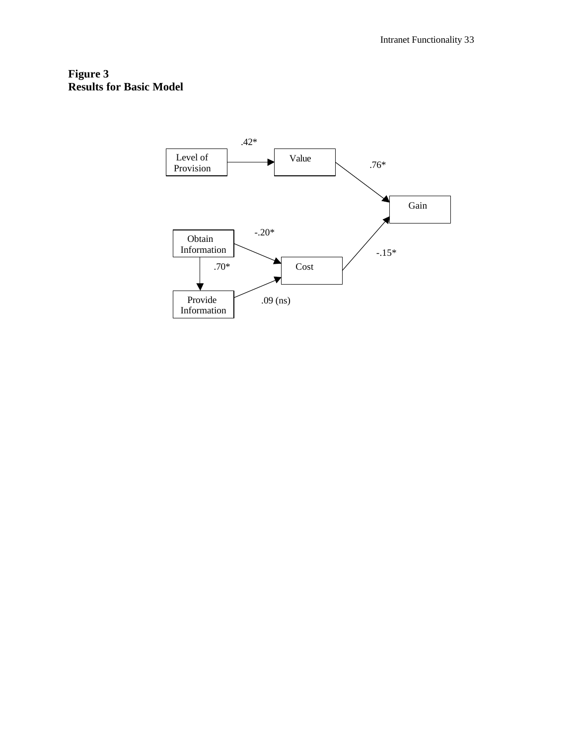**Figure 3**
**Results for Basic Model**

Level of Provision → Value: .42*

Value → Gain: .76*

Obtain Information → Cost: -.20*

Obtain Information → Provide Information: .70*

Provide Information → Cost: .09 (ns)

Cost → Gain: -.15*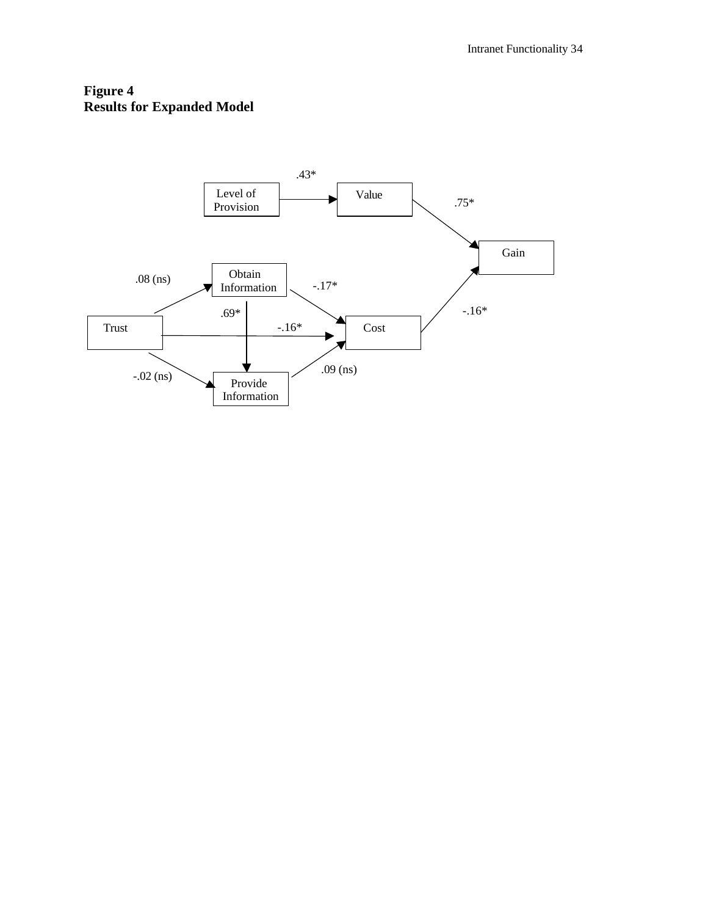**Figure 4**
**Results for Expanded Model**

Level of Provision → Value: .43*
Value → Gain: .75*
Trust → Obtain Information: .08 (ns)
Trust → Cost: -.16*
Trust → Provide Information: -.02 (ns)
Obtain Information → Provide Information: .69*
Obtain Information → Cost: -.17*
Provide Information → Cost: .09 (ns)
Cost → Gain: -.16*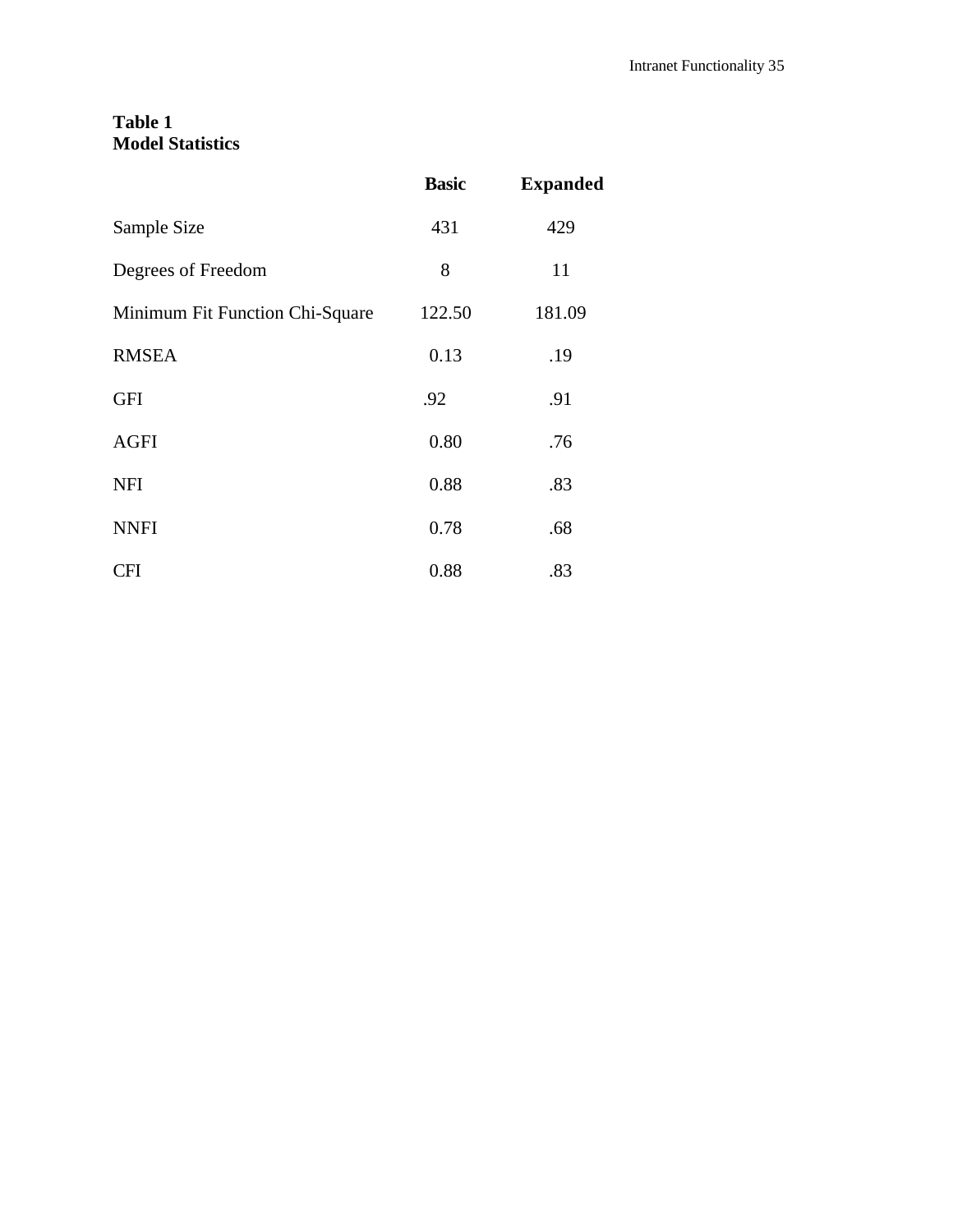**Table 1**
**Model Statistics**

| | **Basic** | **Expanded** |
|---|---|---|
| Sample Size | 431 | 429 |
| Degrees of Freedom | 8 | 11 |
| Minimum Fit Function Chi-Square | 122.50 | 181.09 |
| RMSEA | 0.13 | .19 |
| GFI | .92 | .91 |
| AGFI | 0.80 | .76 |
| NFI | 0.88 | .83 |
| NNFI | 0.78 | .68 |
| CFI | 0.88 | .83 |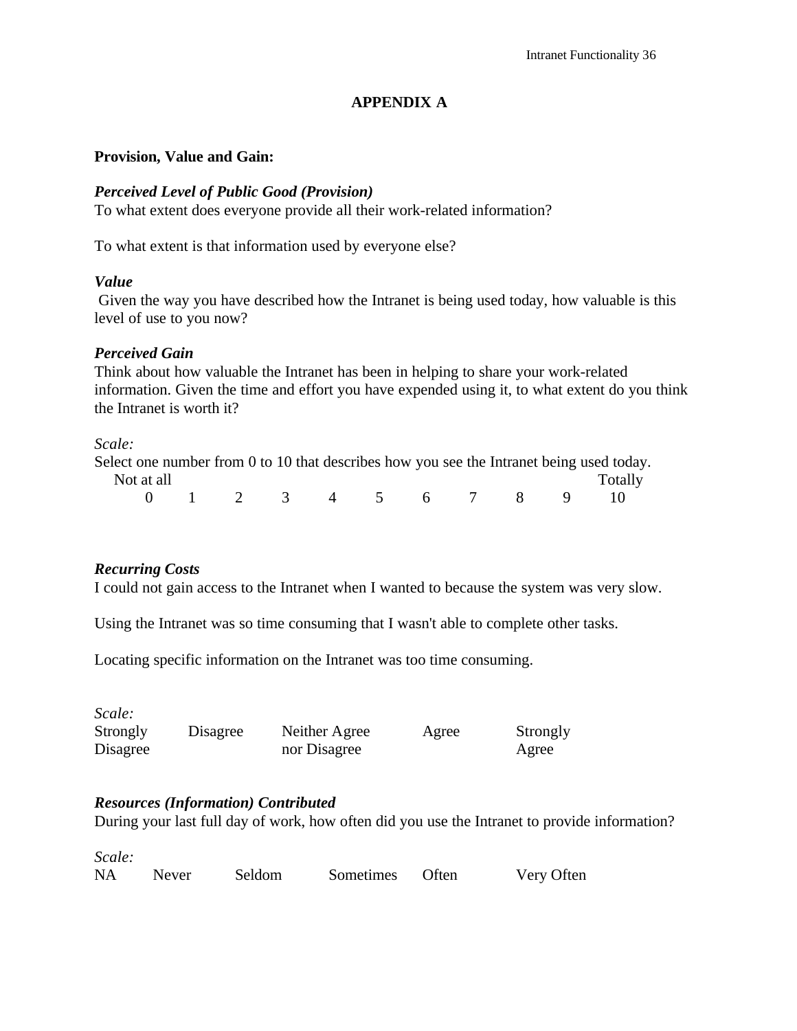# APPENDIX A

**Provision, Value and Gain:**

***Perceived Level of Public Good (Provision)***
To what extent does everyone provide all their work-related information?

To what extent is that information used by everyone else?

***Value***
Given the way you have described how the Intranet is being used today, how valuable is this level of use to you now?

***Perceived Gain***
Think about how valuable the Intranet has been in helping to share your work-related information. Given the time and effort you have expended using it, to what extent do you think the Intranet is worth it?

*Scale:*
Select one number from 0 to 10 that describes how you see the Intranet being used today.

| Not at all | | | | | | | | | | Totally |
|---|---|---|---|---|---|---|---|---|---|---|
| 0 | 1 | 2 | 3 | 4 | 5 | 6 | 7 | 8 | 9 | 10 |

***Recurring Costs***
I could not gain access to the Intranet when I wanted to because the system was very slow.

Using the Intranet was so time consuming that I wasn't able to complete other tasks.

Locating specific information on the Intranet was too time consuming.

*Scale:*

| Strongly Disagree | Disagree | Neither Agree nor Disagree | Agree | Strongly Agree |
|---|---|---|---|---|

***Resources (Information) Contributed***
During your last full day of work, how often did you use the Intranet to provide information?

*Scale:*

| NA | Never | Seldom | Sometimes | Often | Very Often |
|---|---|---|---|---|---|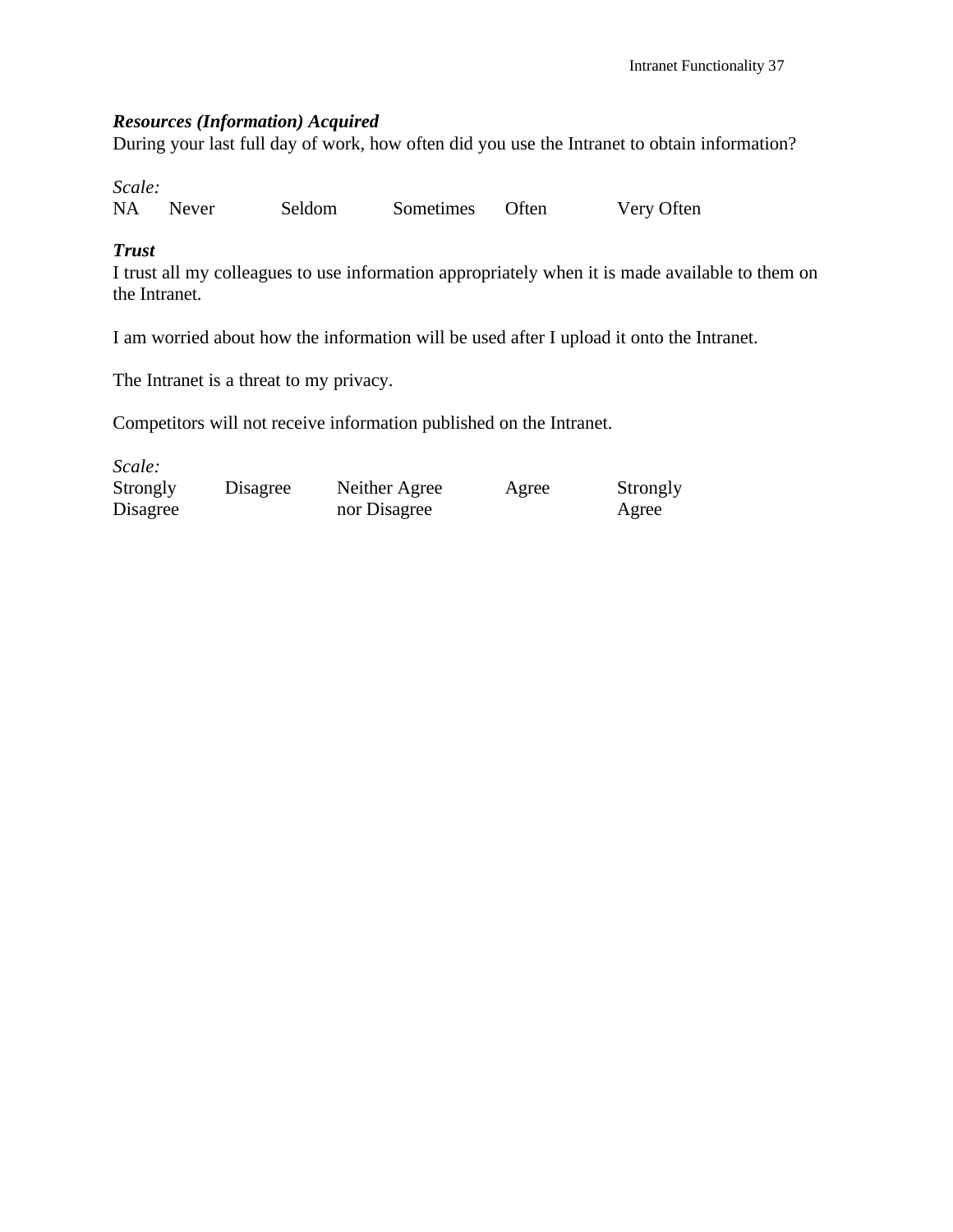***Resources (Information) Acquired***

During your last full day of work, how often did you use the Intranet to obtain information?

*Scale:*

| NA | Never | Seldom | Sometimes | Often | Very Often |
|---|---|---|---|---|---|

***Trust***

I trust all my colleagues to use information appropriately when it is made available to them on the Intranet.

I am worried about how the information will be used after I upload it onto the Intranet.

The Intranet is a threat to my privacy.

Competitors will not receive information published on the Intranet.

*Scale:*

| Strongly Disagree | Disagree | Neither Agree nor Disagree | Agree | Strongly Agree |
|---|---|---|---|---|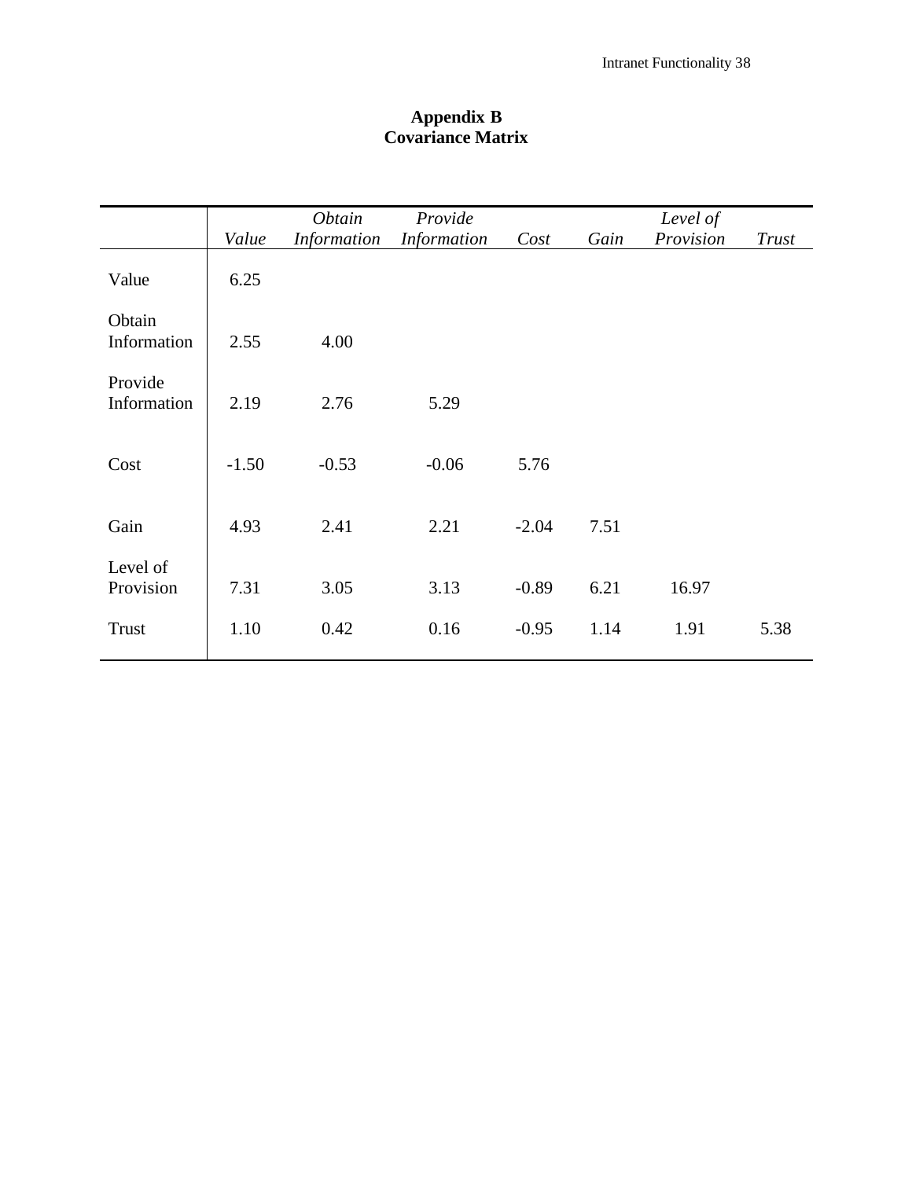# Appendix B
## Covariance Matrix

| | *Value* | *Obtain Information* | *Provide Information* | *Cost* | *Gain* | *Level of Provision* | *Trust* |
|---|---|---|---|---|---|---|---|
| Value | 6.25 | | | | | | |
| Obtain Information | 2.55 | 4.00 | | | | | |
| Provide Information | 2.19 | 2.76 | 5.29 | | | | |
| Cost | -1.50 | -0.53 | -0.06 | 5.76 | | | |
| Gain | 4.93 | 2.41 | 2.21 | -2.04 | 7.51 | | |
| Level of Provision | 7.31 | 3.05 | 3.13 | -0.89 | 6.21 | 16.97 | |
| Trust | 1.10 | 0.42 | 0.16 | -0.95 | 1.14 | 1.91 | 5.38 |